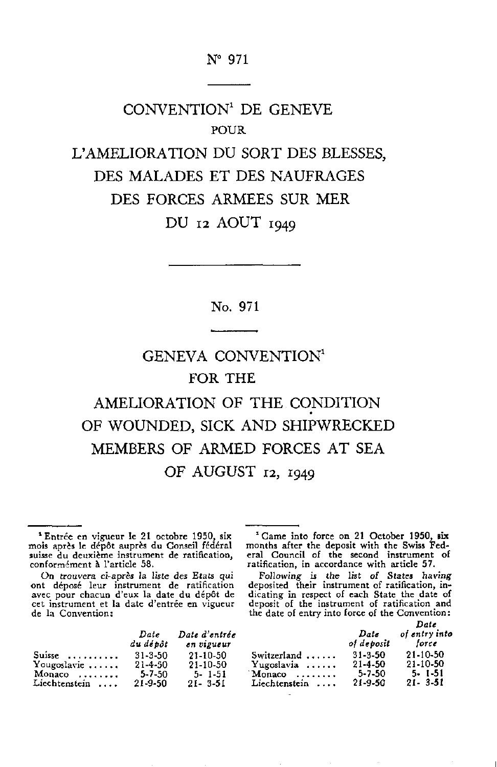N° 971

# CONVENTION[1] DE GENEVE POUR L'AMELIORATION DU SORT DES BLESSES, DES MALADES ET DES NAUFRAGES DES FORCES ARMEES SUR MER DU 12 AOUT 1949

No. 971

# GENEVA CONVENTION[1] FOR THE AMELIORATION OF THE CONDITION OF WOUNDED, SICK AND SHIPWRECKED MEMBERS OF ARMED FORCES AT SEA OF AUGUST 12, 1949

[1] Entrée en vigueur le 21 octobre 1950, six mois après le dépôt auprès du Conseil fédéral suisse du deuxième instrument de ratification, conformément à l'article 58.

*On trouvera ci-après la liste des Etats qui ont déposé leur instrument de ratification avec pour chacun d'eux la date du dépôt de cet instrument et la date d'entrée en vigueur de la Convention:*

| | *Date du dépôt* | *Date d'entrée en vigueur* |
|---|---|---|
| Suisse | 31-3-50 | 21-10-50 |
| Yougoslavie | 21-4-50 | 21-10-50 |
| Monaco | 5-7-50 | 5-1-51 |
| Liechtenstein | 21-9-50 | 21-3-51 |

[1] Came into force on 21 October 1950, six months after the deposit with the Swiss Federal Council of the second instrument of ratification, in accordance with article 57.

*Following is the list of States having deposited their instrument of ratification, indicating in respect of each State the date of deposit of the instrument of ratification and the date of entry into force of the Convention:*

| | *Date of deposit* | *Date of entry into force* |
|---|---|---|
| Switzerland | 31-3-50 | 21-10-50 |
| Yugoslavia | 21-4-50 | 21-10-50 |
| Monaco | 5-7-50 | 5-1-51 |
| Liechtenstein | 21-9-50 | 21-3-51 |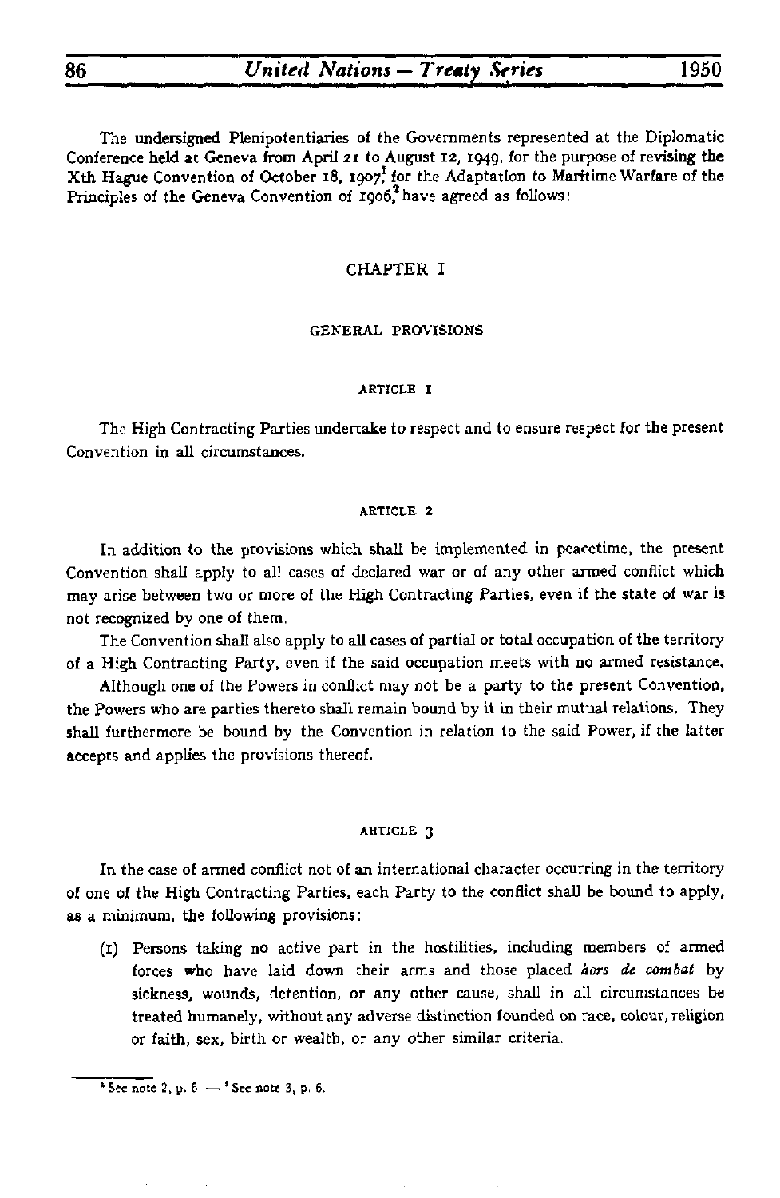The undersigned Plenipotentiaries of the Governments represented at the Diplomatic Conference held at Geneva from April 21 to August 12, 1949, for the purpose of revising the Xth Hague Convention of October 18, 1907,[1] for the Adaptation to Maritime Warfare of the Principles of the Geneva Convention of 1906,[2] have agreed as follows:

## CHAPTER I

### GENERAL PROVISIONS

#### ARTICLE 1

The High Contracting Parties undertake to respect and to ensure respect for the present Convention in all circumstances.

#### ARTICLE 2

In addition to the provisions which shall be implemented in peacetime, the present Convention shall apply to all cases of declared war or of any other armed conflict which may arise between two or more of the High Contracting Parties, even if the state of war is not recognized by one of them.

The Convention shall also apply to all cases of partial or total occupation of the territory of a High Contracting Party, even if the said occupation meets with no armed resistance.

Although one of the Powers in conflict may not be a party to the present Convention, the Powers who are parties thereto shall remain bound by it in their mutual relations. They shall furthermore be bound by the Convention in relation to the said Power, if the latter accepts and applies the provisions thereof.

#### ARTICLE 3

In the case of armed conflict not of an international character occurring in the territory of one of the High Contracting Parties, each Party to the conflict shall be bound to apply, as a minimum, the following provisions:

(1) Persons taking no active part in the hostilities, including members of armed forces who have laid down their arms and those placed *hors de combat* by sickness, wounds, detention, or any other cause, shall in all circumstances be treated humanely, without any adverse distinction founded on race, colour, religion or faith, sex, birth or wealth, or any other similar criteria.

---

[1] See note 2, p. 6. — [2] See note 3, p. 6.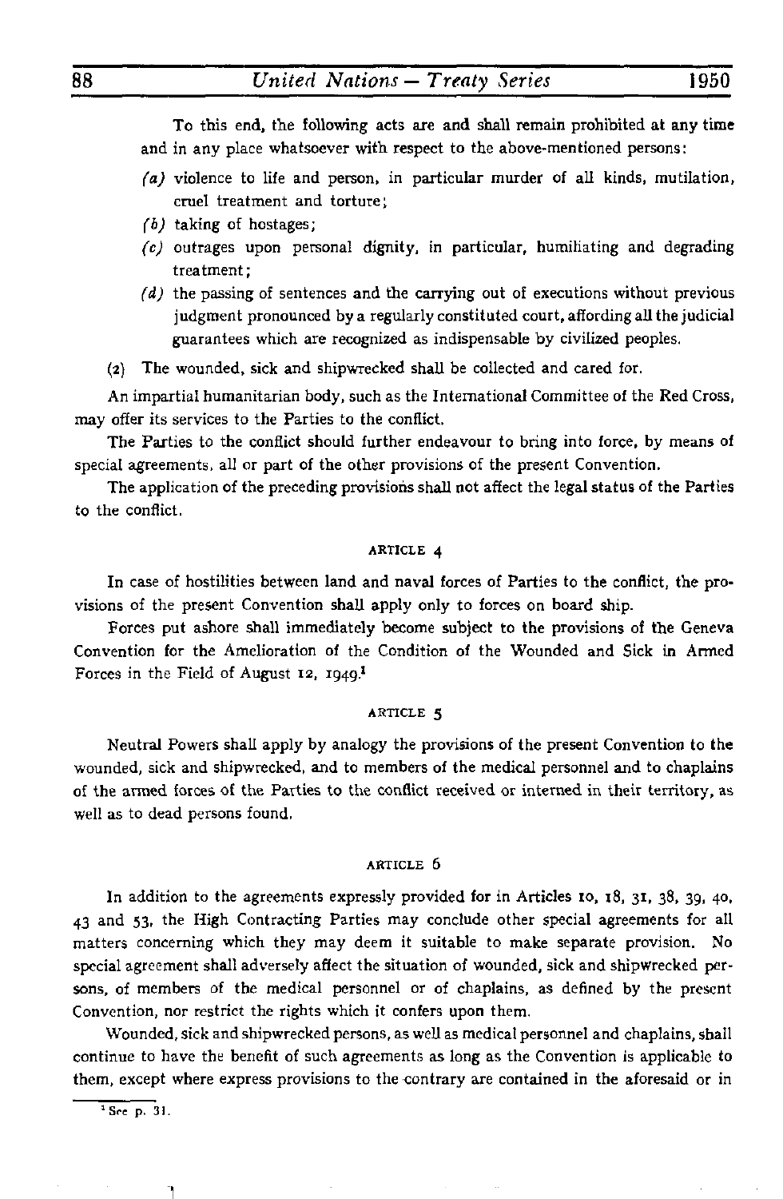To this end, the following acts are and shall remain prohibited at any time and in any place whatsoever with respect to the above-mentioned persons:

*(a)* violence to life and person, in particular murder of all kinds, mutilation, cruel treatment and torture;

*(b)* taking of hostages;

*(c)* outrages upon personal dignity, in particular, humiliating and degrading treatment;

*(d)* the passing of sentences and the carrying out of executions without previous judgment pronounced by a regularly constituted court, affording all the judicial guarantees which are recognized as indispensable by civilized peoples.

(2) The wounded, sick and shipwrecked shall be collected and cared for.

An impartial humanitarian body, such as the International Committee of the Red Cross, may offer its services to the Parties to the conflict.

The Parties to the conflict should further endeavour to bring into force, by means of special agreements, all or part of the other provisions of the present Convention.

The application of the preceding provisions shall not affect the legal status of the Parties to the conflict.

### ARTICLE 4

In case of hostilities between land and naval forces of Parties to the conflict, the provisions of the present Convention shall apply only to forces on board ship.

Forces put ashore shall immediately become subject to the provisions of the Geneva Convention for the Amelioration of the Condition of the Wounded and Sick in Armed Forces in the Field of August 12, 1949.[1]

### ARTICLE 5

Neutral Powers shall apply by analogy the provisions of the present Convention to the wounded, sick and shipwrecked, and to members of the medical personnel and to chaplains of the armed forces of the Parties to the conflict received or interned in their territory, as well as to dead persons found.

### ARTICLE 6

In addition to the agreements expressly provided for in Articles 10, 18, 31, 38, 39, 40, 43 and 53, the High Contracting Parties may conclude other special agreements for all matters concerning which they may deem it suitable to make separate provision. No special agreement shall adversely affect the situation of wounded, sick and shipwrecked persons, of members of the medical personnel or of chaplains, as defined by the present Convention, nor restrict the rights which it confers upon them.

Wounded, sick and shipwrecked persons, as well as medical personnel and chaplains, shall continue to have the benefit of such agreements as long as the Convention is applicable to them, except where express provisions to the contrary are contained in the aforesaid or in

[1] See p. 31.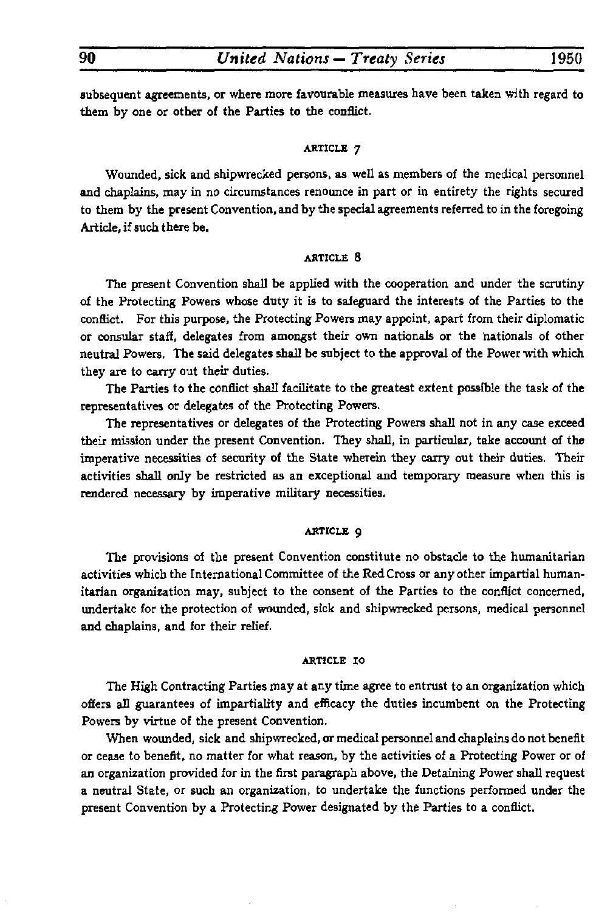subsequent agreements, or where more favourable measures have been taken with regard to them by one or other of the Parties to the conflict.

ARTICLE 7

Wounded, sick and shipwrecked persons, as well as members of the medical personnel and chaplains, may in no circumstances renounce in part or in entirety the rights secured to them by the present Convention, and by the special agreements referred to in the foregoing Article, if such there be.

ARTICLE 8

The present Convention shall be applied with the cooperation and under the scrutiny of the Protecting Powers whose duty it is to safeguard the interests of the Parties to the conflict. For this purpose, the Protecting Powers may appoint, apart from their diplomatic or consular staff, delegates from amongst their own nationals or the nationals of other neutral Powers. The said delegates shall be subject to the approval of the Power with which they are to carry out their duties.

The Parties to the conflict shall facilitate to the greatest extent possible the task of the representatives or delegates of the Protecting Powers.

The representatives or delegates of the Protecting Powers shall not in any case exceed their mission under the present Convention. They shall, in particular, take account of the imperative necessities of security of the State wherein they carry out their duties. Their activities shall only be restricted as an exceptional and temporary measure when this is rendered necessary by imperative military necessities.

ARTICLE 9

The provisions of the present Convention constitute no obstacle to the humanitarian activities which the International Committee of the Red Cross or any other impartial humanitarian organization may, subject to the consent of the Parties to the conflict concerned, undertake for the protection of wounded, sick and shipwrecked persons, medical personnel and chaplains, and for their relief.

ARTICLE 10

The High Contracting Parties may at any time agree to entrust to an organization which offers all guarantees of impartiality and efficacy the duties incumbent on the Protecting Powers by virtue of the present Convention.

When wounded, sick and shipwrecked, or medical personnel and chaplains do not benefit or cease to benefit, no matter for what reason, by the activities of a Protecting Power or of an organization provided for in the first paragraph above, the Detaining Power shall request a neutral State, or such an organization, to undertake the functions performed under the present Convention by a Protecting Power designated by the Parties to a conflict.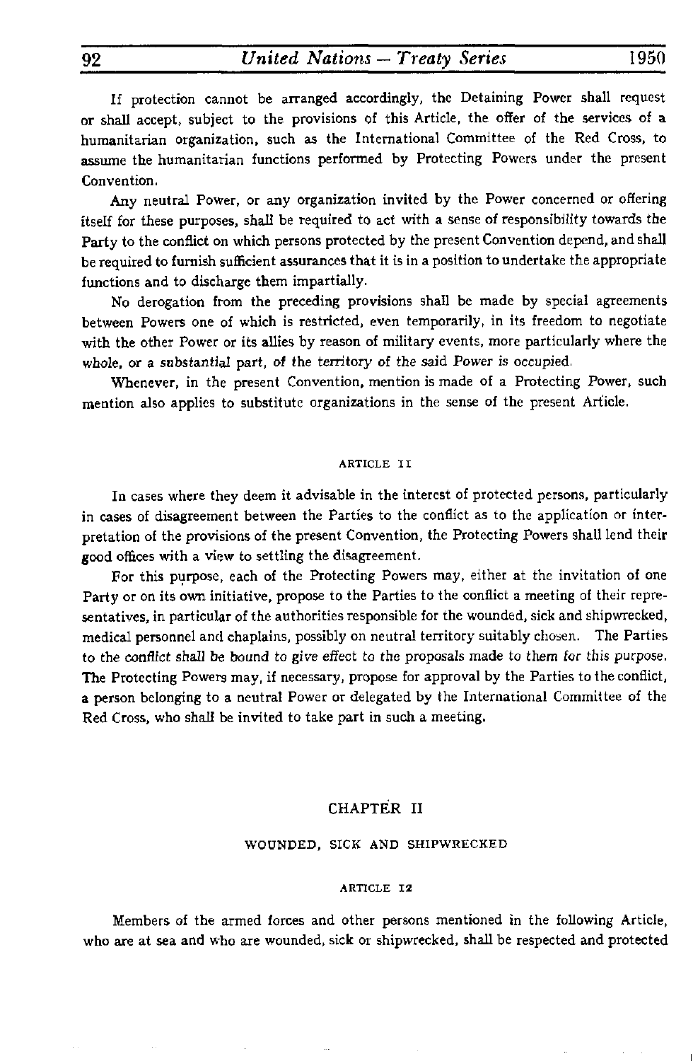If protection cannot be arranged accordingly, the Detaining Power shall request or shall accept, subject to the provisions of this Article, the offer of the services of a humanitarian organization, such as the International Committee of the Red Cross, to assume the humanitarian functions performed by Protecting Powers under the present Convention.

Any neutral Power, or any organization invited by the Power concerned or offering itself for these purposes, shall be required to act with a sense of responsibility towards the Party to the conflict on which persons protected by the present Convention depend, and shall be required to furnish sufficient assurances that it is in a position to undertake the appropriate functions and to discharge them impartially.

No derogation from the preceding provisions shall be made by special agreements between Powers one of which is restricted, even temporarily, in its freedom to negotiate with the other Power or its allies by reason of military events, more particularly where the whole, or a substantial part, of the territory of the said Power is occupied.

Whenever, in the present Convention, mention is made of a Protecting Power, such mention also applies to substitute organizations in the sense of the present Article.

###### ARTICLE 11

In cases where they deem it advisable in the interest of protected persons, particularly in cases of disagreement between the Parties to the conflict as to the application or interpretation of the provisions of the present Convention, the Protecting Powers shall lend their good offices with a view to settling the disagreement.

For this purpose, each of the Protecting Powers may, either at the invitation of one Party or on its own initiative, propose to the Parties to the conflict a meeting of their representatives, in particular of the authorities responsible for the wounded, sick and shipwrecked, medical personnel and chaplains, possibly on neutral territory suitably chosen. The Parties to the conflict shall be bound to give effect to the proposals made to them for this purpose. The Protecting Powers may, if necessary, propose for approval by the Parties to the conflict, a person belonging to a neutral Power or delegated by the International Committee of the Red Cross, who shall be invited to take part in such a meeting.

## CHAPTER II

### WOUNDED, SICK AND SHIPWRECKED

###### ARTICLE 12

Members of the armed forces and other persons mentioned in the following Article, who are at sea and who are wounded, sick or shipwrecked, shall be respected and protected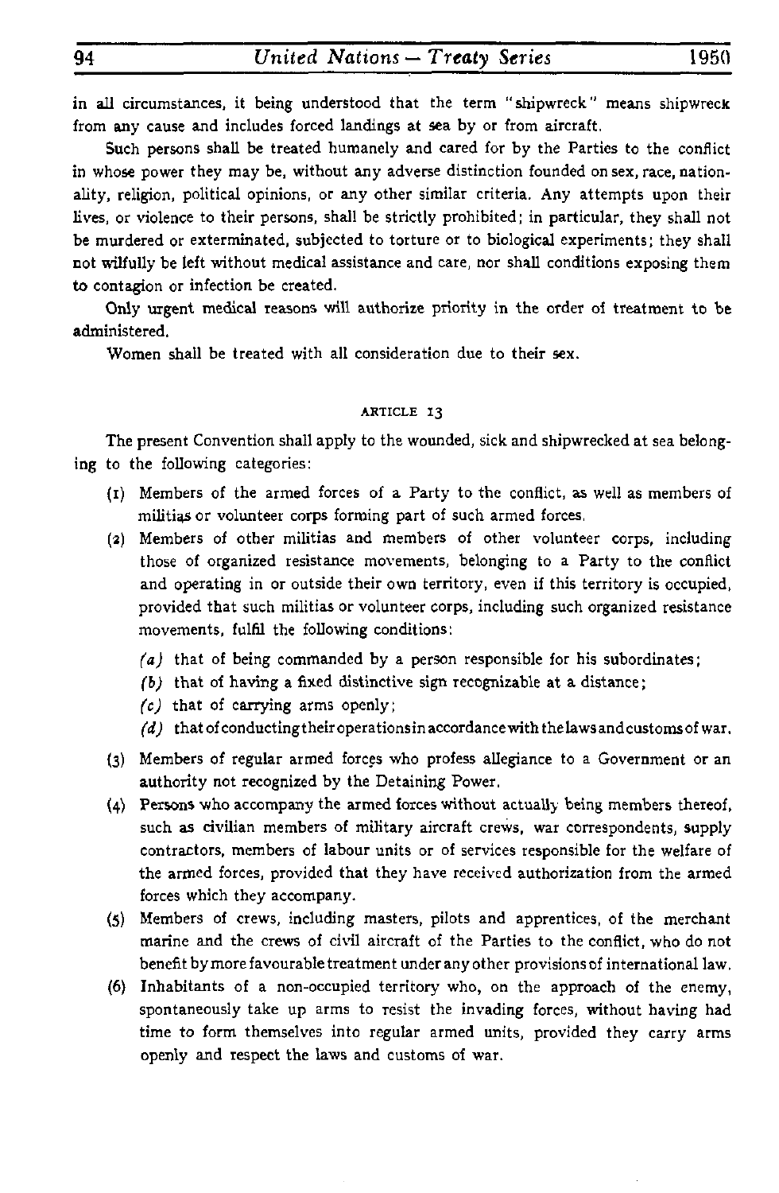in all circumstances, it being understood that the term "shipwreck" means shipwreck from any cause and includes forced landings at sea by or from aircraft.

Such persons shall be treated humanely and cared for by the Parties to the conflict in whose power they may be, without any adverse distinction founded on sex, race, nationality, religion, political opinions, or any other similar criteria. Any attempts upon their lives, or violence to their persons, shall be strictly prohibited; in particular, they shall not be murdered or exterminated, subjected to torture or to biological experiments; they shall not wilfully be left without medical assistance and care, nor shall conditions exposing them to contagion or infection be created.

Only urgent medical reasons will authorize priority in the order of treatment to be administered.

Women shall be treated with all consideration due to their sex.

### ARTICLE 13

The present Convention shall apply to the wounded, sick and shipwrecked at sea belonging to the following categories:

(1) Members of the armed forces of a Party to the conflict, as well as members of militias or volunteer corps forming part of such armed forces.

(2) Members of other militias and members of other volunteer corps, including those of organized resistance movements, belonging to a Party to the conflict and operating in or outside their own territory, even if this territory is occupied, provided that such militias or volunteer corps, including such organized resistance movements, fulfil the following conditions:

  *(a)* that of being commanded by a person responsible for his subordinates;
  
  *(b)* that of having a fixed distinctive sign recognizable at a distance;
  
  *(c)* that of carrying arms openly;
  
  *(d)* that of conducting their operations in accordance with the laws and customs of war.

(3) Members of regular armed forces who profess allegiance to a Government or an authority not recognized by the Detaining Power.

(4) Persons who accompany the armed forces without actually being members thereof, such as civilian members of military aircraft crews, war correspondents, supply contractors, members of labour units or of services responsible for the welfare of the armed forces, provided that they have received authorization from the armed forces which they accompany.

(5) Members of crews, including masters, pilots and apprentices, of the merchant marine and the crews of civil aircraft of the Parties to the conflict, who do not benefit by more favourable treatment under any other provisions of international law.

(6) Inhabitants of a non-occupied territory who, on the approach of the enemy, spontaneously take up arms to resist the invading forces, without having had time to form themselves into regular armed units, provided they carry arms openly and respect the laws and customs of war.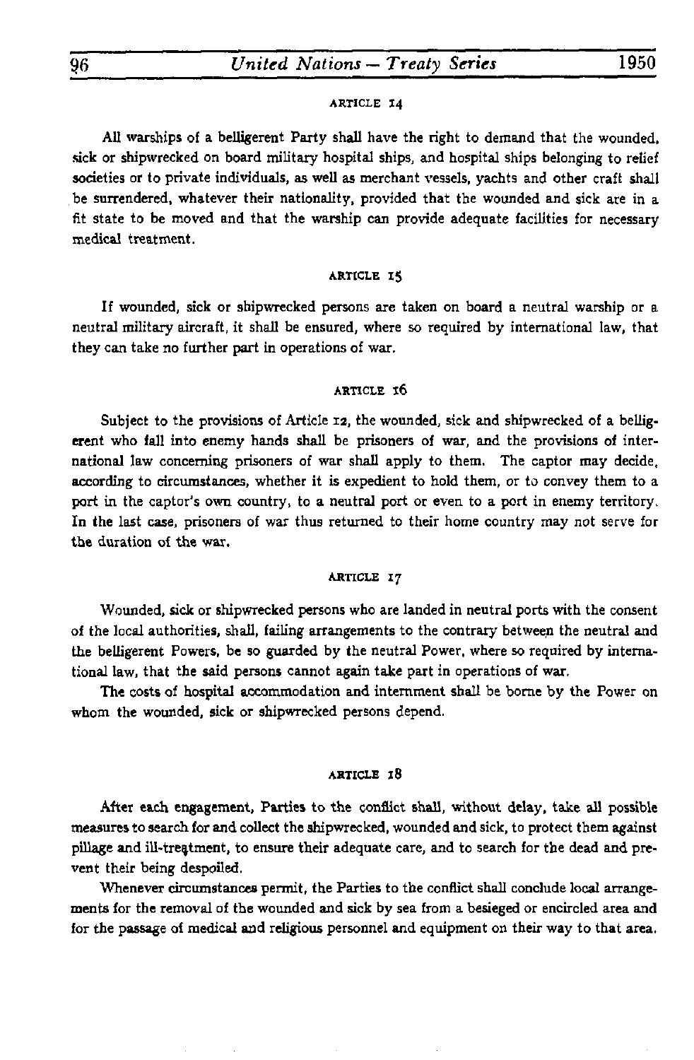### ARTICLE 14

All warships of a belligerent Party shall have the right to demand that the wounded, sick or shipwrecked on board military hospital ships, and hospital ships belonging to relief societies or to private individuals, as well as merchant vessels, yachts and other craft shall be surrendered, whatever their nationality, provided that the wounded and sick are in a fit state to be moved and that the warship can provide adequate facilities for necessary medical treatment.

### ARTICLE 15

If wounded, sick or shipwrecked persons are taken on board a neutral warship or a neutral military aircraft, it shall be ensured, where so required by international law, that they can take no further part in operations of war.

### ARTICLE 16

Subject to the provisions of Article 12, the wounded, sick and shipwrecked of a belligerent who fall into enemy hands shall be prisoners of war, and the provisions of international law concerning prisoners of war shall apply to them. The captor may decide, according to circumstances, whether it is expedient to hold them, or to convey them to a port in the captor's own country, to a neutral port or even to a port in enemy territory. In the last case, prisoners of war thus returned to their home country may not serve for the duration of the war.

### ARTICLE 17

Wounded, sick or shipwrecked persons who are landed in neutral ports with the consent of the local authorities, shall, failing arrangements to the contrary between the neutral and the belligerent Powers, be so guarded by the neutral Power, where so required by international law, that the said persons cannot again take part in operations of war.

The costs of hospital accommodation and internment shall be borne by the Power on whom the wounded, sick or shipwrecked persons depend.

### ARTICLE 18

After each engagement, Parties to the conflict shall, without delay, take all possible measures to search for and collect the shipwrecked, wounded and sick, to protect them against pillage and ill-treatment, to ensure their adequate care, and to search for the dead and prevent their being despoiled.

Whenever circumstances permit, the Parties to the conflict shall conclude local arrangements for the removal of the wounded and sick by sea from a besieged or encircled area and for the passage of medical and religious personnel and equipment on their way to that area.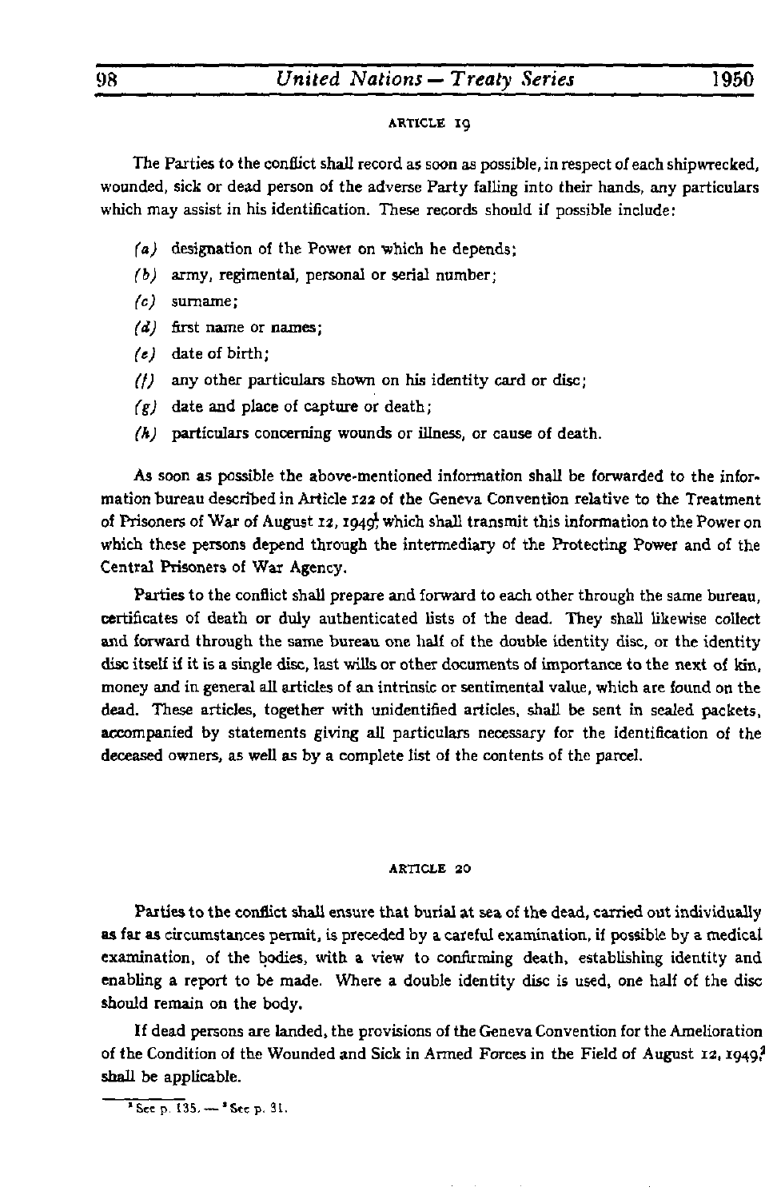### ARTICLE 19

The Parties to the conflict shall record as soon as possible, in respect of each shipwrecked, wounded, sick or dead person of the adverse Party falling into their hands, any particulars which may assist in his identification. These records should if possible include:

*(a)* designation of the Power on which he depends;

*(b)* army, regimental, personal or serial number;

*(c)* surname;

*(d)* first name or names;

*(e)* date of birth;

*(f)* any other particulars shown on his identity card or disc;

*(g)* date and place of capture or death;

*(h)* particulars concerning wounds or illness, or cause of death.

As soon as possible the above-mentioned information shall be forwarded to the information bureau described in Article 122 of the Geneva Convention relative to the Treatment of Prisoners of War of August 12, 1949[1] which shall transmit this information to the Power on which these persons depend through the intermediary of the Protecting Power and of the Central Prisoners of War Agency.

Parties to the conflict shall prepare and forward to each other through the same bureau, certificates of death or duly authenticated lists of the dead. They shall likewise collect and forward through the same bureau one half of the double identity disc, or the identity disc itself if it is a single disc, last wills or other documents of importance to the next of kin, money and in general all articles of an intrinsic or sentimental value, which are found on the dead. These articles, together with unidentified articles, shall be sent in sealed packets, accompanied by statements giving all particulars necessary for the identification of the deceased owners, as well as by a complete list of the contents of the parcel.

### ARTICLE 20

Parties to the conflict shall ensure that burial at sea of the dead, carried out individually as far as circumstances permit, is preceded by a careful examination, if possible by a medical examination, of the bodies, with a view to confirming death, establishing identity and enabling a report to be made. Where a double identity disc is used, one half of the disc should remain on the body.

If dead persons are landed, the provisions of the Geneva Convention for the Amelioration of the Condition of the Wounded and Sick in Armed Forces in the Field of August 12, 1949[2] shall be applicable.

[1] See p. 135. — [2] See p. 31.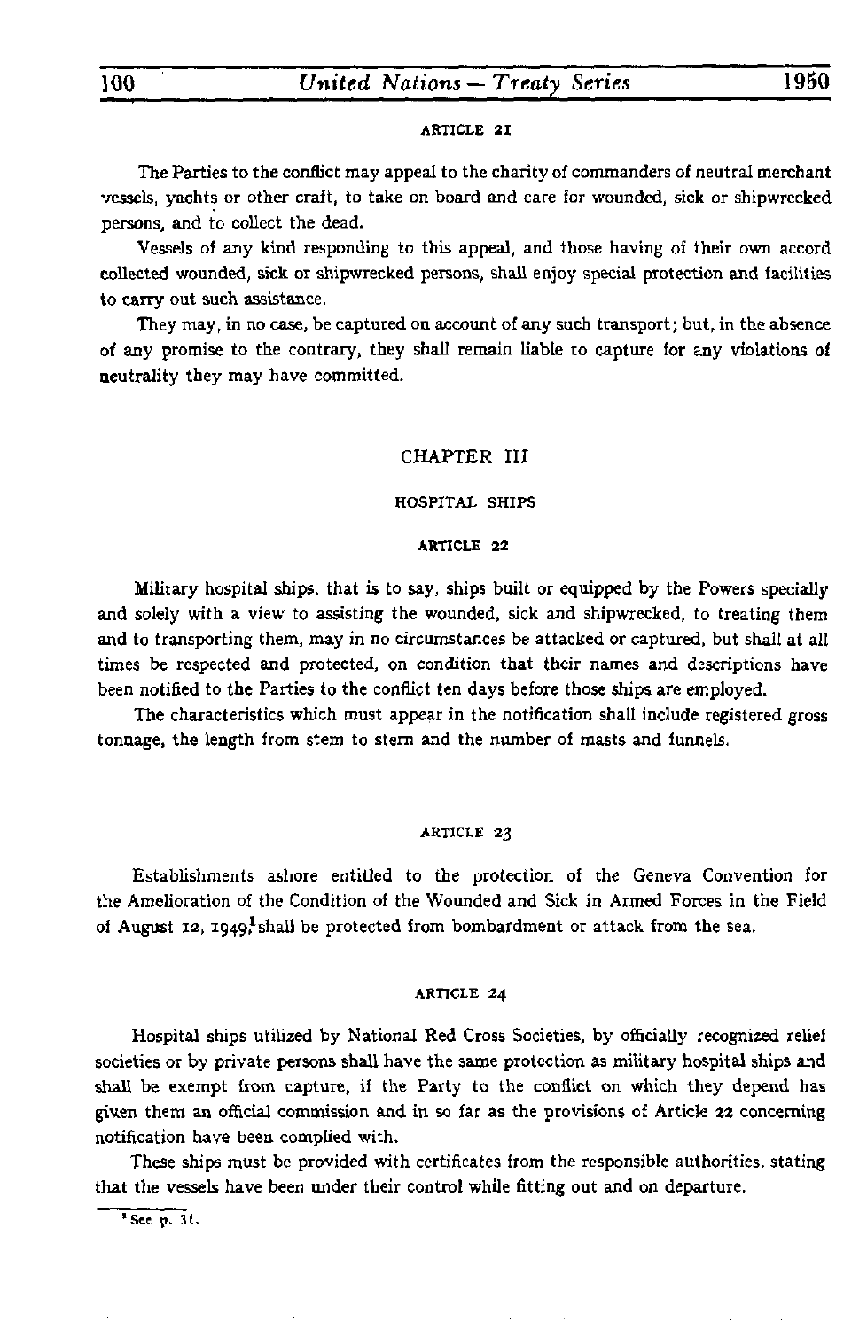#### ARTICLE 21

The Parties to the conflict may appeal to the charity of commanders of neutral merchant vessels, yachts or other craft, to take on board and care for wounded, sick or shipwrecked persons, and to collect the dead.

Vessels of any kind responding to this appeal, and those having of their own accord collected wounded, sick or shipwrecked persons, shall enjoy special protection and facilities to carry out such assistance.

They may, in no case, be captured on account of any such transport; but, in the absence of any promise to the contrary, they shall remain liable to capture for any violations of neutrality they may have committed.

## CHAPTER III

### HOSPITAL SHIPS

#### ARTICLE 22

Military hospital ships, that is to say, ships built or equipped by the Powers specially and solely with a view to assisting the wounded, sick and shipwrecked, to treating them and to transporting them, may in no circumstances be attacked or captured, but shall at all times be respected and protected, on condition that their names and descriptions have been notified to the Parties to the conflict ten days before those ships are employed.

The characteristics which must appear in the notification shall include registered gross tonnage, the length from stem to stern and the number of masts and funnels.

#### ARTICLE 23

Establishments ashore entitled to the protection of the Geneva Convention for the Amelioration of the Condition of the Wounded and Sick in Armed Forces in the Field of August 12, 1949[1] shall be protected from bombardment or attack from the sea.

#### ARTICLE 24

Hospital ships utilized by National Red Cross Societies, by officially recognized relief societies or by private persons shall have the same protection as military hospital ships and shall be exempt from capture, if the Party to the conflict on which they depend has given them an official commission and in so far as the provisions of Article 22 concerning notification have been complied with.

These ships must be provided with certificates from the responsible authorities, stating that the vessels have been under their control while fitting out and on departure.

[1] See p. 31.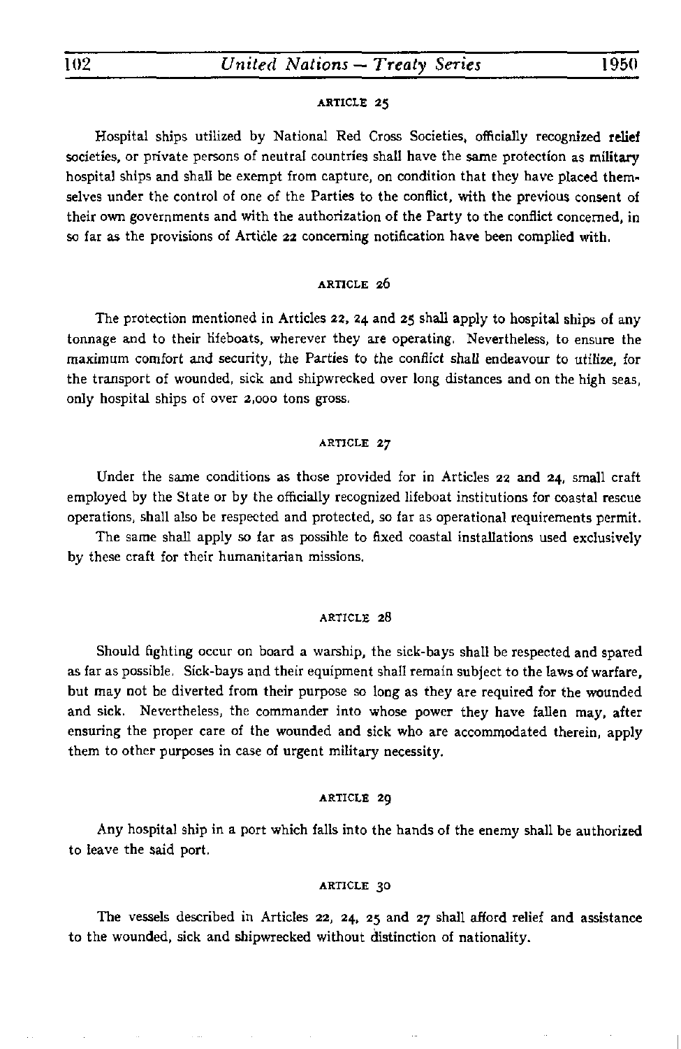### ARTICLE 25

Hospital ships utilized by National Red Cross Societies, officially recognized relief societies, or private persons of neutral countries shall have the same protection as military hospital ships and shall be exempt from capture, on condition that they have placed themselves under the control of one of the Parties to the conflict, with the previous consent of their own governments and with the authorization of the Party to the conflict concerned, in so far as the provisions of Article 22 concerning notification have been complied with.

### ARTICLE 26

The protection mentioned in Articles 22, 24 and 25 shall apply to hospital ships of any tonnage and to their lifeboats, wherever they are operating. Nevertheless, to ensure the maximum comfort and security, the Parties to the conflict shall endeavour to utilize, for the transport of wounded, sick and shipwrecked over long distances and on the high seas, only hospital ships of over 2,000 tons gross.

### ARTICLE 27

Under the same conditions as those provided for in Articles 22 and 24, small craft employed by the State or by the officially recognized lifeboat institutions for coastal rescue operations, shall also be respected and protected, so far as operational requirements permit.

The same shall apply so far as possible to fixed coastal installations used exclusively by these craft for their humanitarian missions.

### ARTICLE 28

Should fighting occur on board a warship, the sick-bays shall be respected and spared as far as possible. Sick-bays and their equipment shall remain subject to the laws of warfare, but may not be diverted from their purpose so long as they are required for the wounded and sick. Nevertheless, the commander into whose power they have fallen may, after ensuring the proper care of the wounded and sick who are accommodated therein, apply them to other purposes in case of urgent military necessity.

### ARTICLE 29

Any hospital ship in a port which falls into the hands of the enemy shall be authorized to leave the said port.

### ARTICLE 30

The vessels described in Articles 22, 24, 25 and 27 shall afford relief and assistance to the wounded, sick and shipwrecked without distinction of nationality.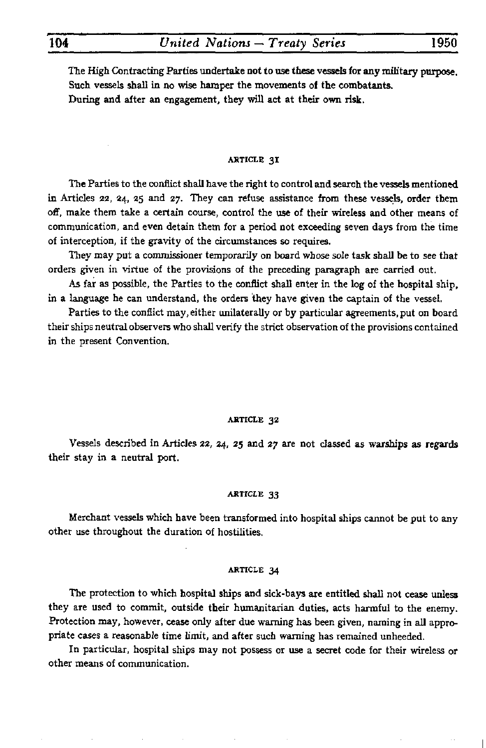The High Contracting Parties undertake not to use these vessels for any military purpose.

Such vessels shall in no wise hamper the movements of the combatants.

During and after an engagement, they will act at their own risk.

### ARTICLE 31

The Parties to the conflict shall have the right to control and search the vessels mentioned in Articles 22, 24, 25 and 27. They can refuse assistance from these vessels, order them off, make them take a certain course, control the use of their wireless and other means of communication, and even detain them for a period not exceeding seven days from the time of interception, if the gravity of the circumstances so requires.

They may put a commissioner temporarily on board whose sole task shall be to see that orders given in virtue of the provisions of the preceding paragraph are carried out.

As far as possible, the Parties to the conflict shall enter in the log of the hospital ship, in a language he can understand, the orders they have given the captain of the vessel.

Parties to the conflict may, either unilaterally or by particular agreements, put on board their ships neutral observers who shall verify the strict observation of the provisions contained in the present Convention.

### ARTICLE 32

Vessels described in Articles 22, 24, 25 and 27 are not classed as warships as regards their stay in a neutral port.

### ARTICLE 33

Merchant vessels which have been transformed into hospital ships cannot be put to any other use throughout the duration of hostilities.

### ARTICLE 34

The protection to which hospital ships and sick-bays are entitled shall not cease unless they are used to commit, outside their humanitarian duties, acts harmful to the enemy. Protection may, however, cease only after due warning has been given, naming in all appropriate cases a reasonable time limit, and after such warning has remained unheeded.

In particular, hospital ships may not possess or use a secret code for their wireless or other means of communication.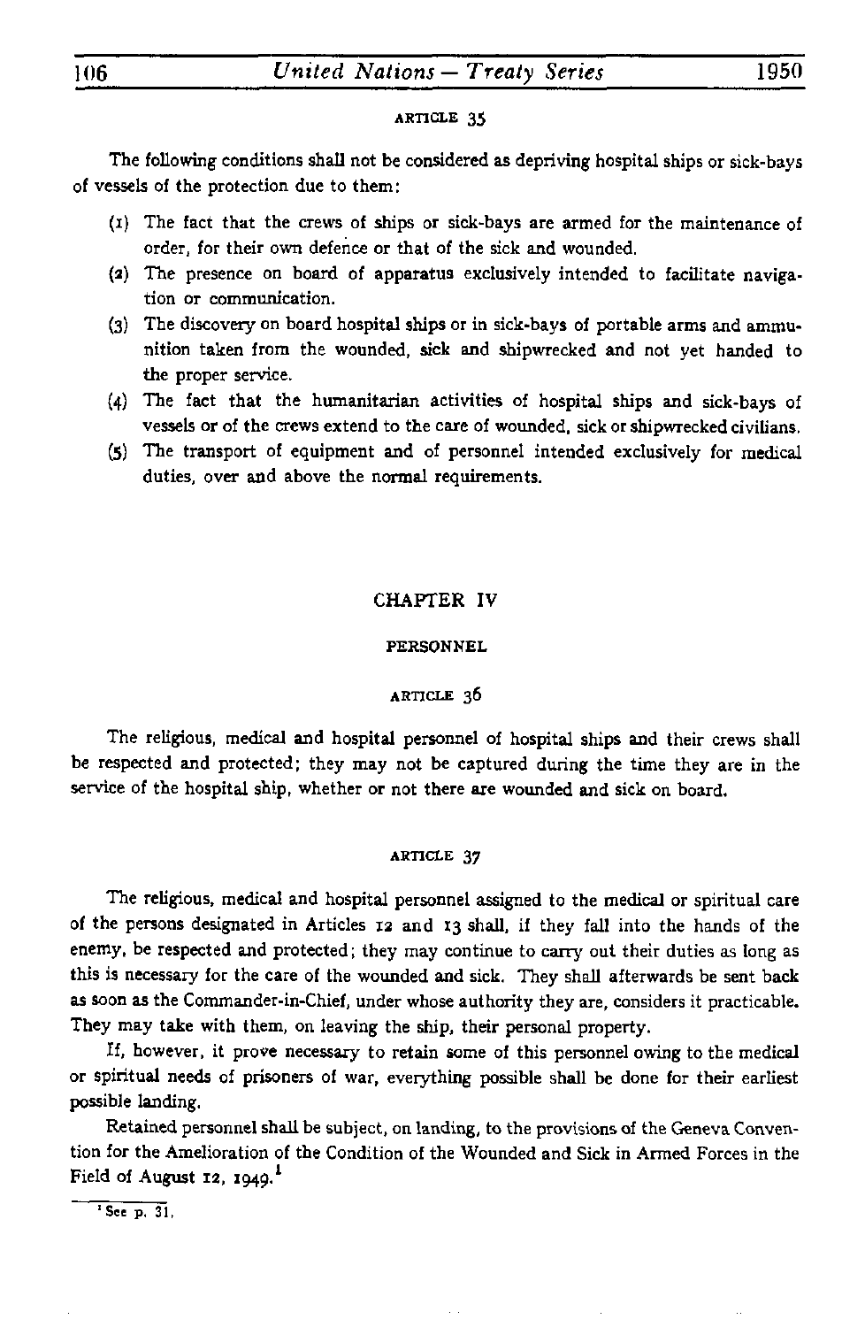ARTICLE 35

The following conditions shall not be considered as depriving hospital ships or sick-bays of vessels of the protection due to them:

(1) The fact that the crews of ships or sick-bays are armed for the maintenance of order, for their own defence or that of the sick and wounded.

(2) The presence on board of apparatus exclusively intended to facilitate navigation or communication.

(3) The discovery on board hospital ships or in sick-bays of portable arms and ammunition taken from the wounded, sick and shipwrecked and not yet handed to the proper service.

(4) The fact that the humanitarian activities of hospital ships and sick-bays of vessels or of the crews extend to the care of wounded, sick or shipwrecked civilians.

(5) The transport of equipment and of personnel intended exclusively for medical duties, over and above the normal requirements.

## CHAPTER IV

### PERSONNEL

ARTICLE 36

The religious, medical and hospital personnel of hospital ships and their crews shall be respected and protected; they may not be captured during the time they are in the service of the hospital ship, whether or not there are wounded and sick on board.

ARTICLE 37

The religious, medical and hospital personnel assigned to the medical or spiritual care of the persons designated in Articles 12 and 13 shall, if they fall into the hands of the enemy, be respected and protected; they may continue to carry out their duties as long as this is necessary for the care of the wounded and sick. They shall afterwards be sent back as soon as the Commander-in-Chief, under whose authority they are, considers it practicable. They may take with them, on leaving the ship, their personal property.

If, however, it prove necessary to retain some of this personnel owing to the medical or spiritual needs of prisoners of war, everything possible shall be done for their earliest possible landing.

Retained personnel shall be subject, on landing, to the provisions of the Geneva Convention for the Amelioration of the Condition of the Wounded and Sick in Armed Forces in the Field of August 12, 1949.[1]

[1] See p. 31.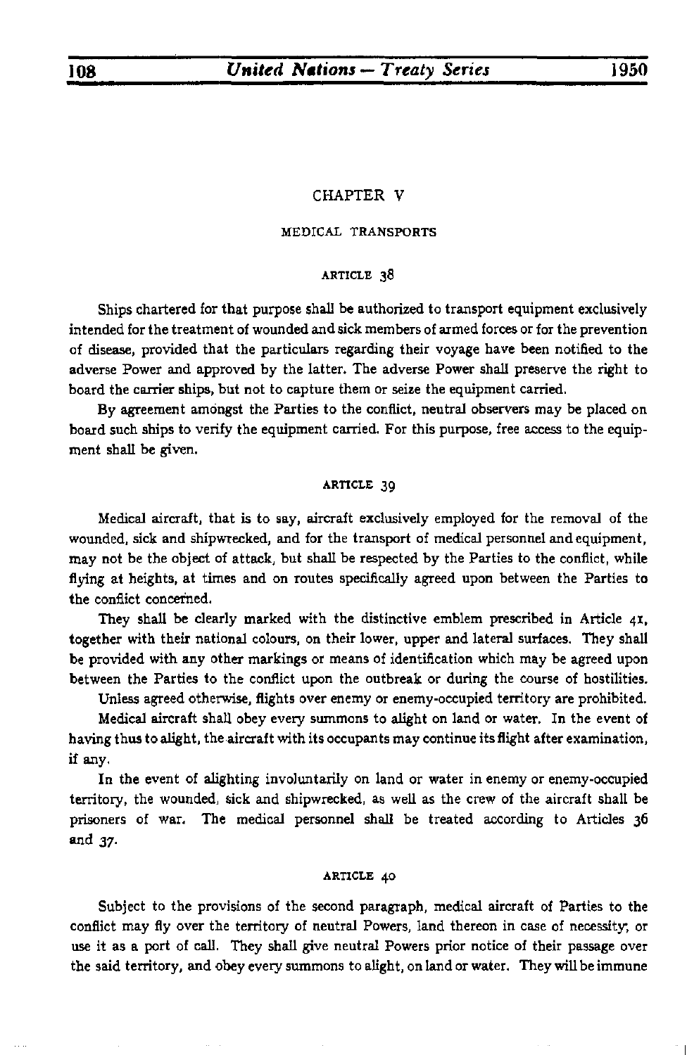## CHAPTER V

### MEDICAL TRANSPORTS

#### ARTICLE 38

Ships chartered for that purpose shall be authorized to transport equipment exclusively intended for the treatment of wounded and sick members of armed forces or for the prevention of disease, provided that the particulars regarding their voyage have been notified to the adverse Power and approved by the latter. The adverse Power shall preserve the right to board the carrier ships, but not to capture them or seize the equipment carried.

By agreement amongst the Parties to the conflict, neutral observers may be placed on board such ships to verify the equipment carried. For this purpose, free access to the equipment shall be given.

#### ARTICLE 39

Medical aircraft, that is to say, aircraft exclusively employed for the removal of the wounded, sick and shipwrecked, and for the transport of medical personnel and equipment, may not be the object of attack, but shall be respected by the Parties to the conflict, while flying at heights, at times and on routes specifically agreed upon between the Parties to the conflict concerned.

They shall be clearly marked with the distinctive emblem prescribed in Article 41, together with their national colours, on their lower, upper and lateral surfaces. They shall be provided with any other markings or means of identification which may be agreed upon between the Parties to the conflict upon the outbreak or during the course of hostilities.

Unless agreed otherwise, flights over enemy or enemy-occupied territory are prohibited.

Medical aircraft shall obey every summons to alight on land or water. In the event of having thus to alight, the aircraft with its occupants may continue its flight after examination, if any.

In the event of alighting involuntarily on land or water in enemy or enemy-occupied territory, the wounded, sick and shipwrecked, as well as the crew of the aircraft shall be prisoners of war. The medical personnel shall be treated according to Articles 36 and 37.

#### ARTICLE 40

Subject to the provisions of the second paragraph, medical aircraft of Parties to the conflict may fly over the territory of neutral Powers, land thereon in case of necessity, or use it as a port of call. They shall give neutral Powers prior notice of their passage over the said territory, and obey every summons to alight, on land or water. They will be immune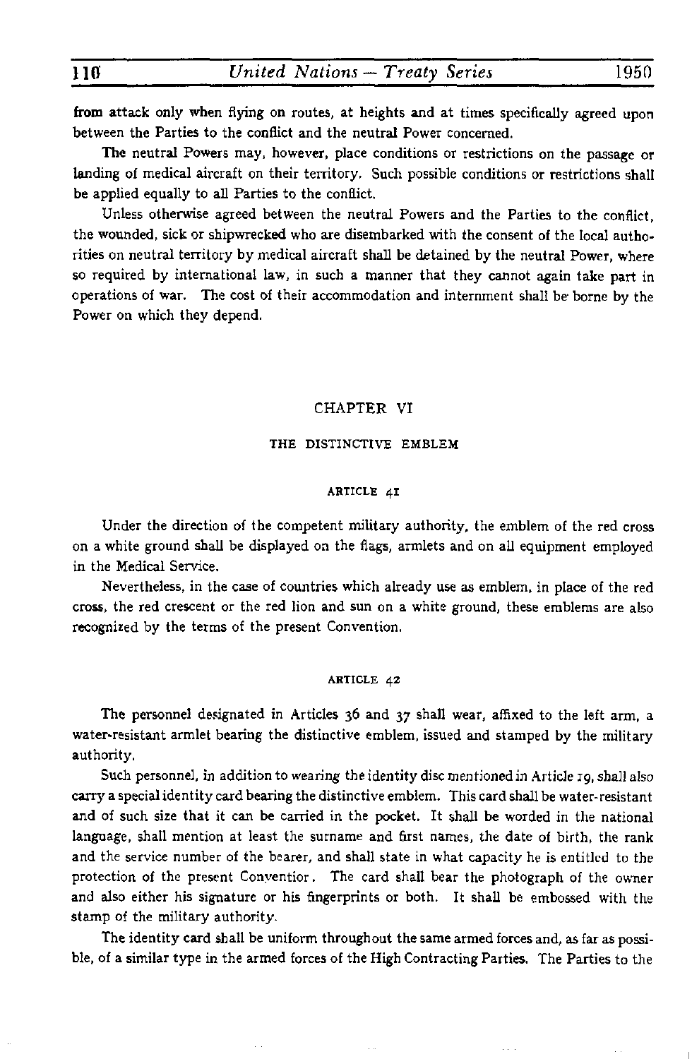from attack only when flying on routes, at heights and at times specifically agreed upon between the Parties to the conflict and the neutral Power concerned.

The neutral Powers may, however, place conditions or restrictions on the passage or landing of medical aircraft on their territory. Such possible conditions or restrictions shall be applied equally to all Parties to the conflict.

Unless otherwise agreed between the neutral Powers and the Parties to the conflict, the wounded, sick or shipwrecked who are disembarked with the consent of the local authorities on neutral territory by medical aircraft shall be detained by the neutral Power, where so required by international law, in such a manner that they cannot again take part in operations of war. The cost of their accommodation and internment shall be borne by the Power on which they depend.

## CHAPTER VI

### THE DISTINCTIVE EMBLEM

#### ARTICLE 41

Under the direction of the competent military authority, the emblem of the red cross on a white ground shall be displayed on the flags, armlets and on all equipment employed in the Medical Service.

Nevertheless, in the case of countries which already use as emblem, in place of the red cross, the red crescent or the red lion and sun on a white ground, these emblems are also recognized by the terms of the present Convention.

#### ARTICLE 42

The personnel designated in Articles 36 and 37 shall wear, affixed to the left arm, a water-resistant armlet bearing the distinctive emblem, issued and stamped by the military authority.

Such personnel, in addition to wearing the identity disc mentioned in Article 19, shall also carry a special identity card bearing the distinctive emblem. This card shall be water-resistant and of such size that it can be carried in the pocket. It shall be worded in the national language, shall mention at least the surname and first names, the date of birth, the rank and the service number of the bearer, and shall state in what capacity he is entitled to the protection of the present Conventior. The card shall bear the photograph of the owner and also either his signature or his fingerprints or both. It shall be embossed with the stamp of the military authority.

The identity card shall be uniform throughout the same armed forces and, as far as possible, of a similar type in the armed forces of the High Contracting Parties. The Parties to the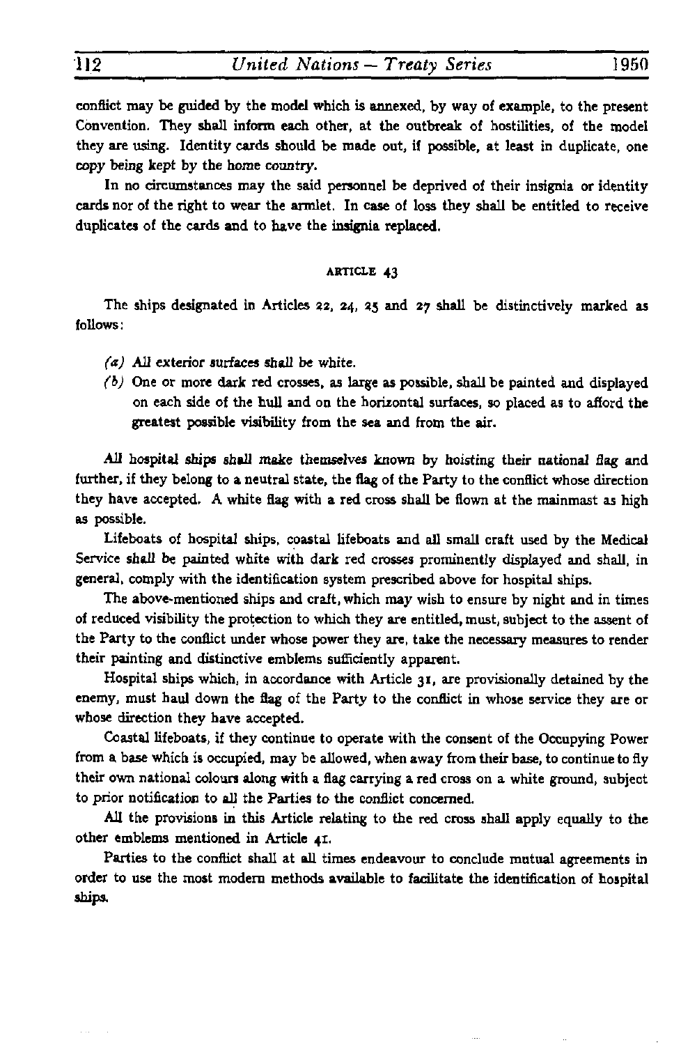conflict may be guided by the model which is annexed, by way of example, to the present Convention. They shall inform each other, at the outbreak of hostilities, of the model they are using. Identity cards should be made out, if possible, at least in duplicate, one copy being kept by the home country.

In no circumstances may the said personnel be deprived of their insignia or identity cards nor of the right to wear the armlet. In case of loss they shall be entitled to receive duplicates of the cards and to have the insignia replaced.

ARTICLE 43

The ships designated in Articles 22, 24, 25 and 27 shall be distinctively marked as follows:

*(a)* All exterior surfaces shall be white.

*(b)* One or more dark red crosses, as large as possible, shall be painted and displayed on each side of the hull and on the horizontal surfaces, so placed as to afford the greatest possible visibility from the sea and from the air.

All hospital ships shall make themselves known by hoisting their national flag and further, if they belong to a neutral state, the flag of the Party to the conflict whose direction they have accepted. A white flag with a red cross shall be flown at the mainmast as high as possible.

Lifeboats of hospital ships, coastal lifeboats and all small craft used by the Medical Service shall be painted white with dark red crosses prominently displayed and shall, in general, comply with the identification system prescribed above for hospital ships.

The above-mentioned ships and craft, which may wish to ensure by night and in times of reduced visibility the protection to which they are entitled, must, subject to the assent of the Party to the conflict under whose power they are, take the necessary measures to render their painting and distinctive emblems sufficiently apparent.

Hospital ships which, in accordance with Article 31, are provisionally detained by the enemy, must haul down the flag of the Party to the conflict in whose service they are or whose direction they have accepted.

Coastal lifeboats, if they continue to operate with the consent of the Occupying Power from a base which is occupied, may be allowed, when away from their base, to continue to fly their own national colours along with a flag carrying a red cross on a white ground, subject to prior notification to all the Parties to the conflict concerned.

All the provisions in this Article relating to the red cross shall apply equally to the other emblems mentioned in Article 41.

Parties to the conflict shall at all times endeavour to conclude mutual agreements in order to use the most modern methods available to facilitate the identification of hospital ships.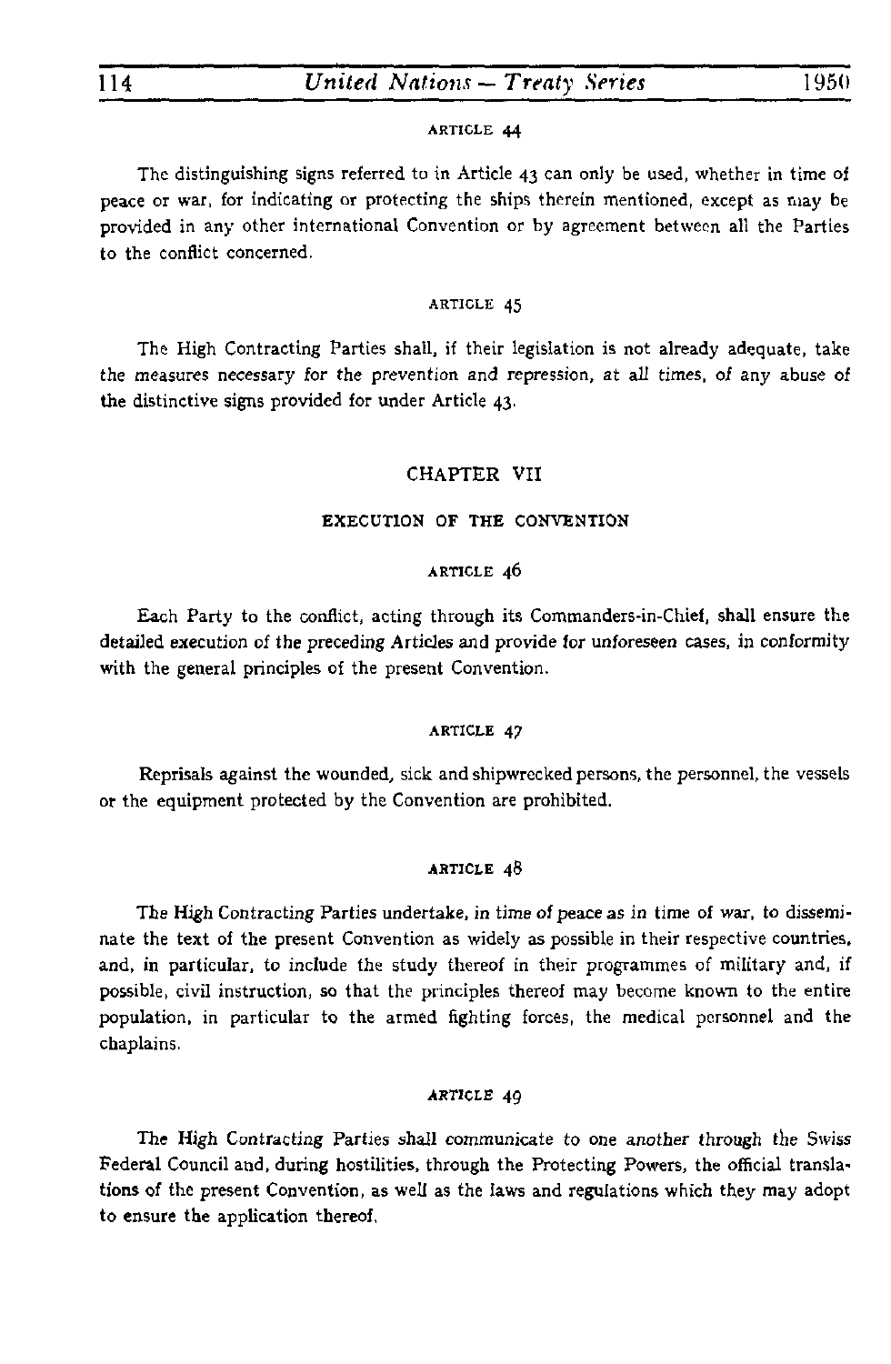### ARTICLE 44

The distinguishing signs referred to in Article 43 can only be used, whether in time of peace or war, for indicating or protecting the ships therein mentioned, except as may be provided in any other international Convention or by agreement between all the Parties to the conflict concerned.

### ARTICLE 45

The High Contracting Parties shall, if their legislation is not already adequate, take the measures necessary for the prevention and repression, at all times, of any abuse of the distinctive signs provided for under Article 43.

## CHAPTER VII

## EXECUTION OF THE CONVENTION

### ARTICLE 46

Each Party to the conflict, acting through its Commanders-in-Chief, shall ensure the detailed execution of the preceding Articles and provide for unforeseen cases, in conformity with the general principles of the present Convention.

### ARTICLE 47

Reprisals against the wounded, sick and shipwrecked persons, the personnel, the vessels or the equipment protected by the Convention are prohibited.

### ARTICLE 48

The High Contracting Parties undertake, in time of peace as in time of war, to disseminate the text of the present Convention as widely as possible in their respective countries, and, in particular, to include the study thereof in their programmes of military and, if possible, civil instruction, so that the principles thereof may become known to the entire population, in particular to the armed fighting forces, the medical personnel and the chaplains.

### ARTICLE 49

The High Contracting Parties shall communicate to one another through the Swiss Federal Council and, during hostilities, through the Protecting Powers, the official translations of the present Convention, as well as the laws and regulations which they may adopt to ensure the application thereof.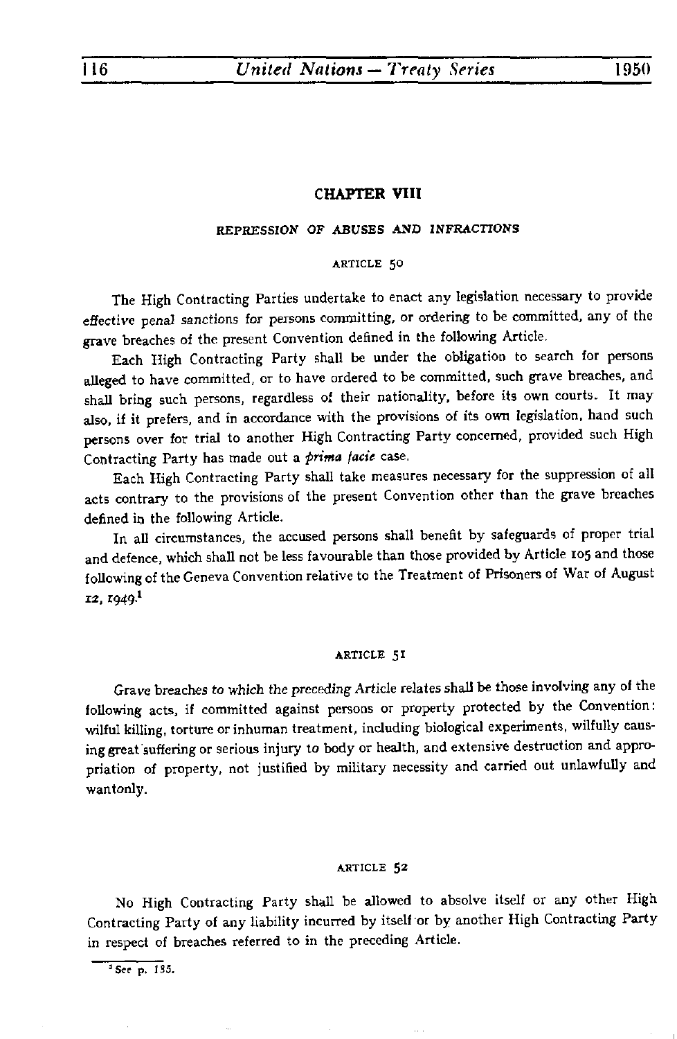## CHAPTER VIII

### REPRESSION OF ABUSES AND INFRACTIONS

#### ARTICLE 50

The High Contracting Parties undertake to enact any legislation necessary to provide effective penal sanctions for persons committing, or ordering to be committed, any of the grave breaches of the present Convention defined in the following Article.

Each High Contracting Party shall be under the obligation to search for persons alleged to have committed, or to have ordered to be committed, such grave breaches, and shall bring such persons, regardless of their nationality, before its own courts. It may also, if it prefers, and in accordance with the provisions of its own legislation, hand such persons over for trial to another High Contracting Party concerned, provided such High Contracting Party has made out a *prima facie* case.

Each High Contracting Party shall take measures necessary for the suppression of all acts contrary to the provisions of the present Convention other than the grave breaches defined in the following Article.

In all circumstances, the accused persons shall benefit by safeguards of proper trial and defence, which shall not be less favourable than those provided by Article 105 and those following of the Geneva Convention relative to the Treatment of Prisoners of War of August 12, 1949.[1]

#### ARTICLE 51

Grave breaches to which the preceding Article relates shall be those involving any of the following acts, if committed against persons or property protected by the Convention: wilful killing, torture or inhuman treatment, including biological experiments, wilfully causing great suffering or serious injury to body or health, and extensive destruction and appropriation of property, not justified by military necessity and carried out unlawfully and wantonly.

#### ARTICLE 52

No High Contracting Party shall be allowed to absolve itself or any other High Contracting Party of any liability incurred by itself or by another High Contracting Party in respect of breaches referred to in the preceding Article.

[1] See p. 135.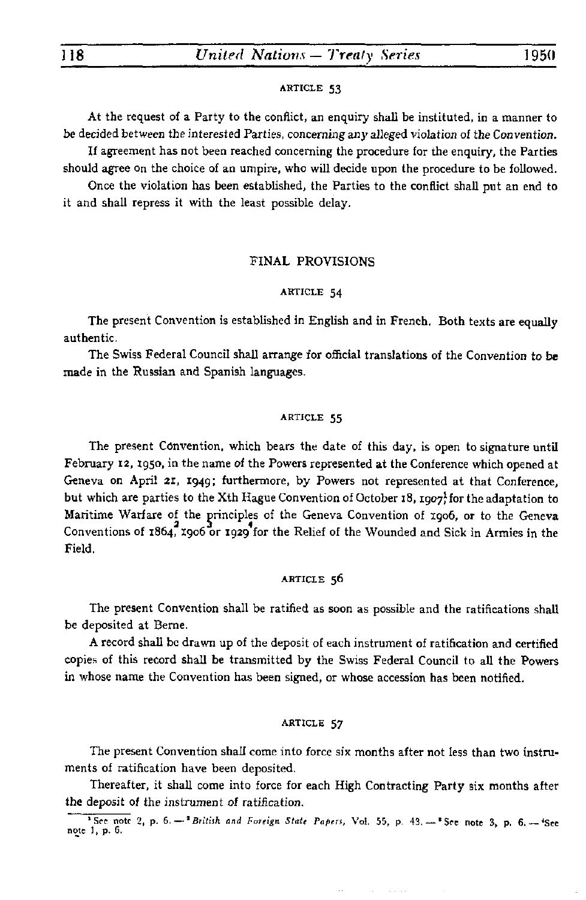#### ARTICLE 53

At the request of a Party to the conflict, an enquiry shall be instituted, in a manner to be decided between the interested Parties, concerning any alleged violation of the Convention.

If agreement has not been reached concerning the procedure for the enquiry, the Parties should agree on the choice of an umpire, who will decide upon the procedure to be followed.

Once the violation has been established, the Parties to the conflict shall put an end to it and shall repress it with the least possible delay.

## FINAL PROVISIONS

#### ARTICLE 54

The present Convention is established in English and in French. Both texts are equally authentic.

The Swiss Federal Council shall arrange for official translations of the Convention to be made in the Russian and Spanish languages.

#### ARTICLE 55

The present Convention, which bears the date of this day, is open to signature until February 12, 1950, in the name of the Powers represented at the Conference which opened at Geneva on April 21, 1949; furthermore, by Powers not represented at that Conference, but which are parties to the Xth Hague Convention of October 18, 1907[1] for the adaptation to Maritime Warfare of the principles of the Geneva Convention of 1906, or to the Geneva Conventions of 1864,[2] 1906[3] or 1929[4] for the Relief of the Wounded and Sick in Armies in the Field.

#### ARTICLE 56

The present Convention shall be ratified as soon as possible and the ratifications shall be deposited at Berne.

A record shall be drawn up of the deposit of each instrument of ratification and certified copies of this record shall be transmitted by the Swiss Federal Council to all the Powers in whose name the Convention has been signed, or whose accession has been notified.

#### ARTICLE 57

The present Convention shall come into force six months after not less than two instruments of ratification have been deposited.

Thereafter, it shall come into force for each High Contracting Party six months after the deposit of the instrument of ratification.

---

[1] See note 2, p. 6. — [2] *British and Foreign State Papers*, Vol. 55, p. 43. — [3] See note 3, p. 6. — [4] See note 1, p. 6.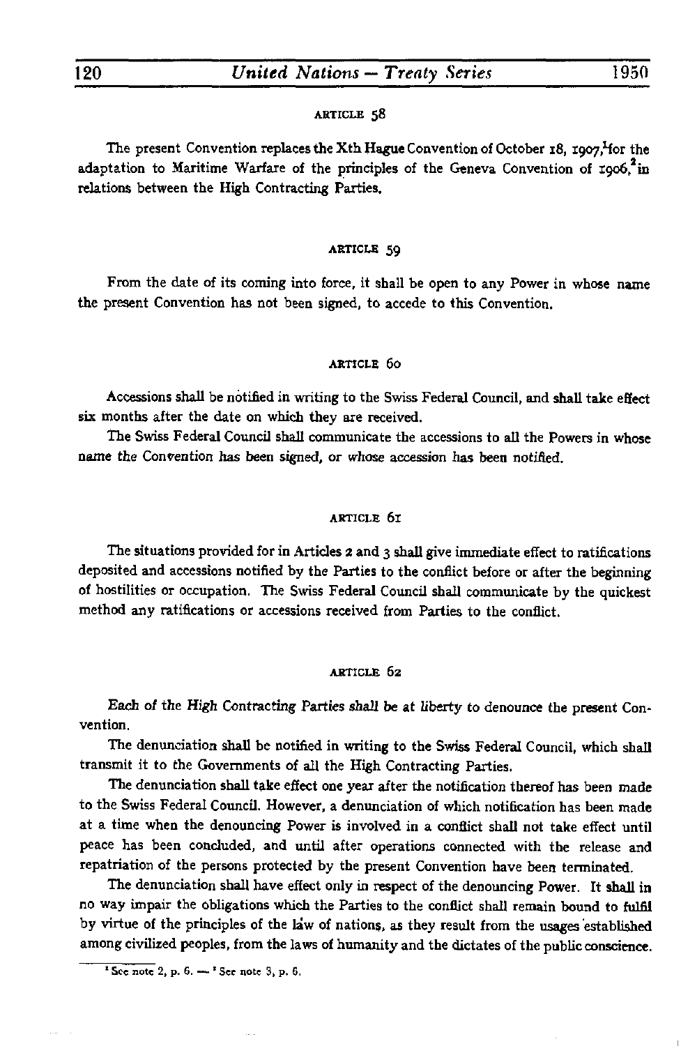### ARTICLE 58

The present Convention replaces the Xth Hague Convention of October 18, 1907,[1] for the adaptation to Maritime Warfare of the principles of the Geneva Convention of 1906,[2] in relations between the High Contracting Parties.

### ARTICLE 59

From the date of its coming into force, it shall be open to any Power in whose name the present Convention has not been signed, to accede to this Convention.

### ARTICLE 60

Accessions shall be notified in writing to the Swiss Federal Council, and shall take effect six months after the date on which they are received.

The Swiss Federal Council shall communicate the accessions to all the Powers in whose name the Convention has been signed, or whose accession has been notified.

### ARTICLE 61

The situations provided for in Articles 2 and 3 shall give immediate effect to ratifications deposited and accessions notified by the Parties to the conflict before or after the beginning of hostilities or occupation. The Swiss Federal Council shall communicate by the quickest method any ratifications or accessions received from Parties to the conflict.

### ARTICLE 62

Each of the High Contracting Parties shall be at liberty to denounce the present Convention.

The denunciation shall be notified in writing to the Swiss Federal Council, which shall transmit it to the Governments of all the High Contracting Parties.

The denunciation shall take effect one year after the notification thereof has been made to the Swiss Federal Council. However, a denunciation of which notification has been made at a time when the denouncing Power is involved in a conflict shall not take effect until peace has been concluded, and until after operations connected with the release and repatriation of the persons protected by the present Convention have been terminated.

The denunciation shall have effect only in respect of the denouncing Power. It shall in no way impair the obligations which the Parties to the conflict shall remain bound to fulfil by virtue of the principles of the law of nations, as they result from the usages established among civilized peoples, from the laws of humanity and the dictates of the public conscience.

---

[1] See note 2, p. 6. — [2] See note 3, p. 6.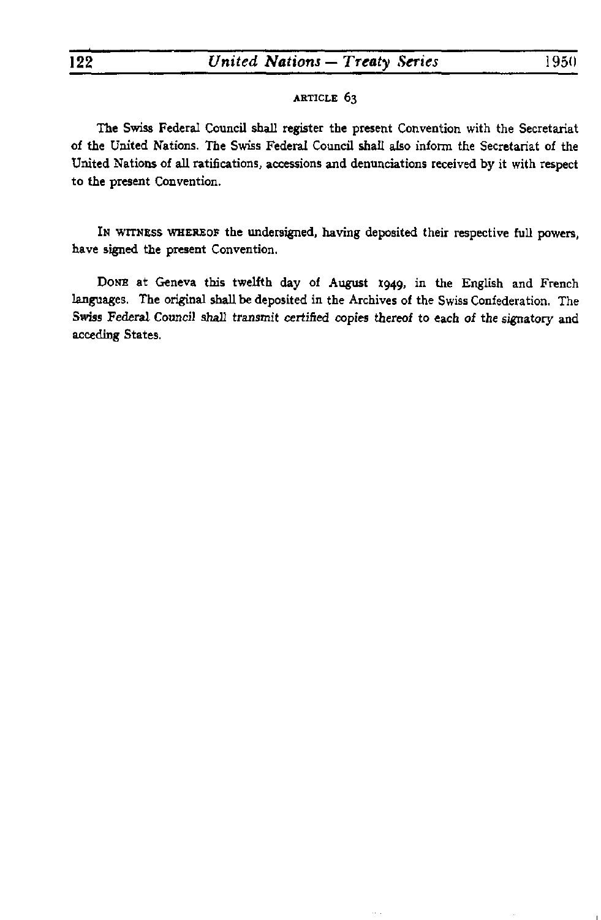ARTICLE 63

The Swiss Federal Council shall register the present Convention with the Secretariat of the United Nations. The Swiss Federal Council shall also inform the Secretariat of the United Nations of all ratifications, accessions and denunciations received by it with respect to the present Convention.

IN WITNESS WHEREOF the undersigned, having deposited their respective full powers, have signed the present Convention.

DONE at Geneva this twelfth day of August 1949, in the English and French languages. The original shall be deposited in the Archives of the Swiss Confederation. The Swiss Federal Council shall transmit certified copies thereof to each of the signatory and acceding States.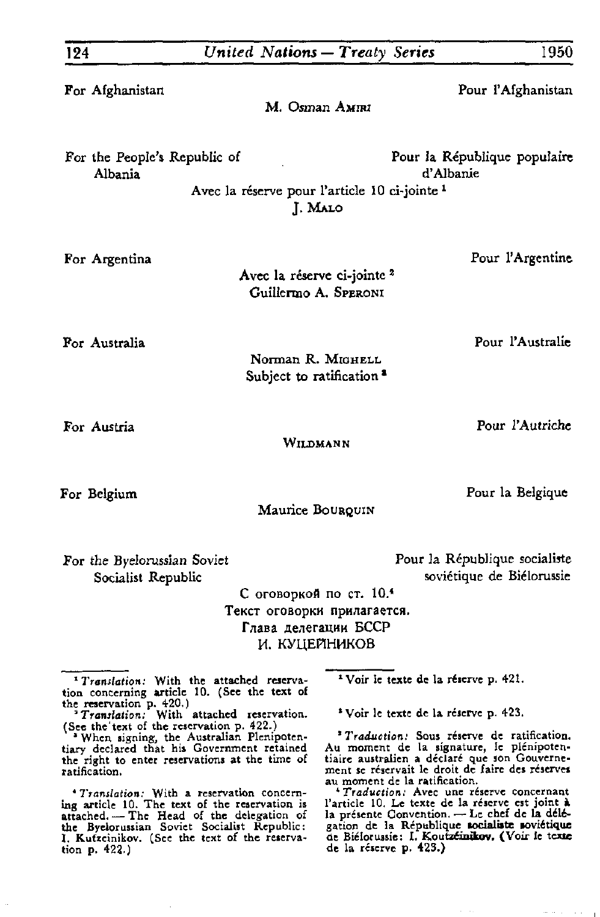For Afghanistan | Pour l'Afghanistan

M. Osman AMIRI

For the People's Republic of Albania | Pour la République populaire d'Albanie

Avec la réserve pour l'article 10 ci-jointe [1]
J. MALO

For Argentina | Pour l'Argentine

Avec la réserve ci-jointe [2]
Guillermo A. SPERONI

For Australia | Pour l'Australie

Norman R. MIGHELL
Subject to ratification [3]

For Austria | Pour l'Autriche

WILDMANN

For Belgium | Pour la Belgique

Maurice BOURQUIN

For the Byelorussian Soviet Socialist Republic | Pour la République socialiste soviétique de Biélorussie

С оговоркой по ст. 10.[4]
Текст оговорки прилагается.
Глава делегации БССР
И. КУЦЕЙНИКОВ

---

[1] *Translation:* With the attached reservation concerning article 10. (See the text of the reservation p. 420.)

[2] *Translation:* With attached reservation. (See the text of the reservation p. 422.)

[3] When signing, the Australian Plenipotentiary declared that his Government retained the right to enter reservations at the time of ratification.

[4] *Translation:* With a reservation concerning article 10. The text of the reservation is attached. — The Head of the delegation of the Byelorussian Soviet Socialist Republic: I. Kutzeinikov. (See the text of the reservation p. 422.)

[1] Voir le texte de la réserve p. 421.

[2] Voir le texte de la réserve p. 423.

[3] *Traduction:* Sous réserve de ratification. Au moment de la signature, le plénipotentiaire australien a déclaré que son Gouvernement se réservait le droit de faire des réserves au moment de la ratification.

[4] *Traduction:* Avec une réserve concernant l'article 10. Le texte de la réserve est joint à la présente Convention. — Le chef de la délégation de la République socialiste soviétique de Biélorussie: I. Koutzéinikov. (Voir le texte de la réserve p. 423.)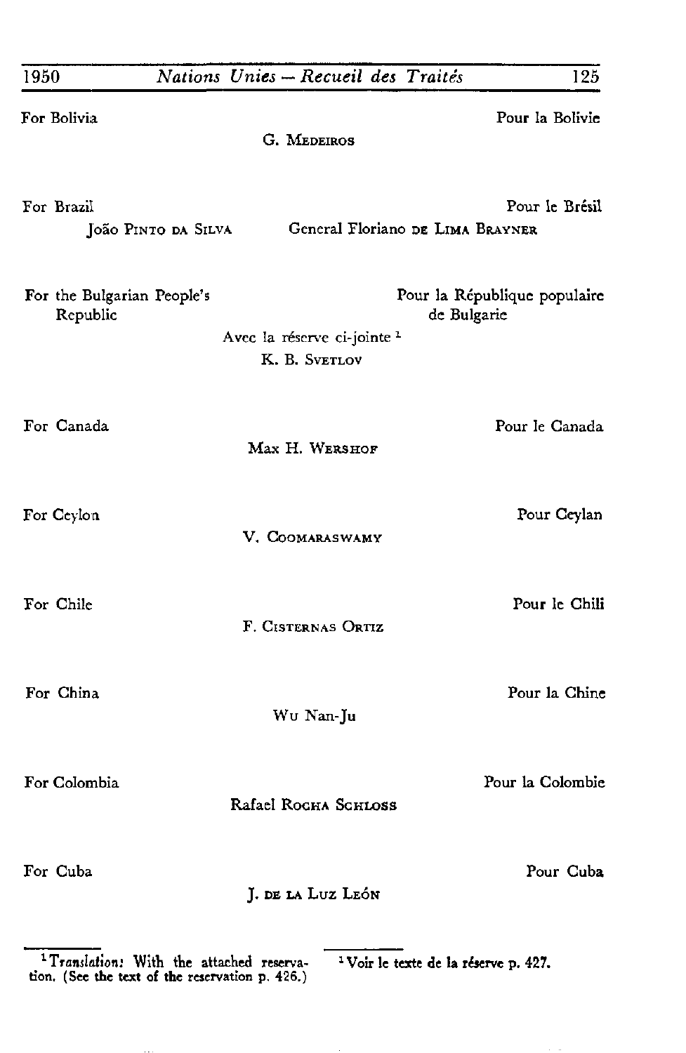For Bolivia — Pour la Bolivie

G. MEDEIROS

For Brazil — Pour le Brésil

João PINTO DA SILVA — General Floriano DE LIMA BRAYNER

For the Bulgarian People's Republic — Pour la République populaire de Bulgarie

Avec la réserve ci-jointe [1]

K. B. SVETLOV

For Canada — Pour le Canada

Max H. WERSHOF

For Ceylon — Pour Ceylan

V. COOMARASWAMY

For Chile — Pour le Chili

F. CISTERNAS ORTIZ

For China — Pour la Chine

WU Nan-Ju

For Colombia — Pour la Colombie

Rafael ROCHA SCHLOSS

For Cuba — Pour Cuba

J. DE LA LUZ LEÓN

---

[1] *Translation:* With the attached reservation. (See the text of the reservation p. 426.)

[1] Voir le texte de la réserve p. 427.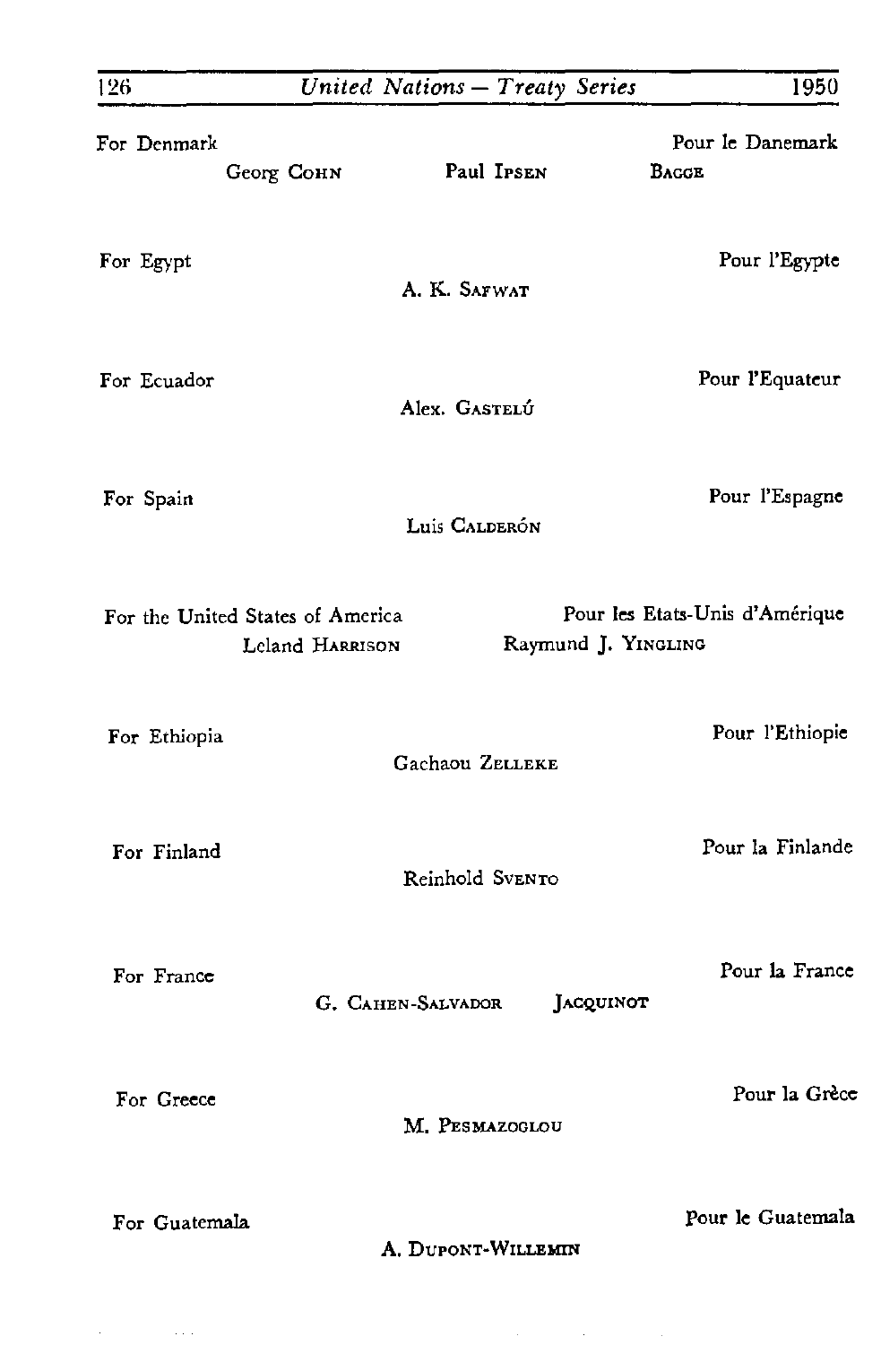For Denmark — Pour le Danemark

Georg COHN — Paul IPSEN — BAGGE

For Egypt — Pour l'Egypte

A. K. SAFWAT

For Ecuador — Pour l'Equateur

Alex. GASTELÚ

For Spain — Pour l'Espagne

Luis CALDERÓN

For the United States of America — Pour les Etats-Unis d'Amérique

Leland HARRISON — Raymund J. YINGLING

For Ethiopia — Pour l'Ethiopie

Gachaou ZELLEKE

For Finland — Pour la Finlande

Reinhold SVENTO

For France — Pour la France

G. CAHEN-SALVADOR — JACQUINOT

For Greece — Pour la Grèce

M. PESMAZOGLOU

For Guatemala — Pour le Guatemala

A. DUPONT-WILLEMIN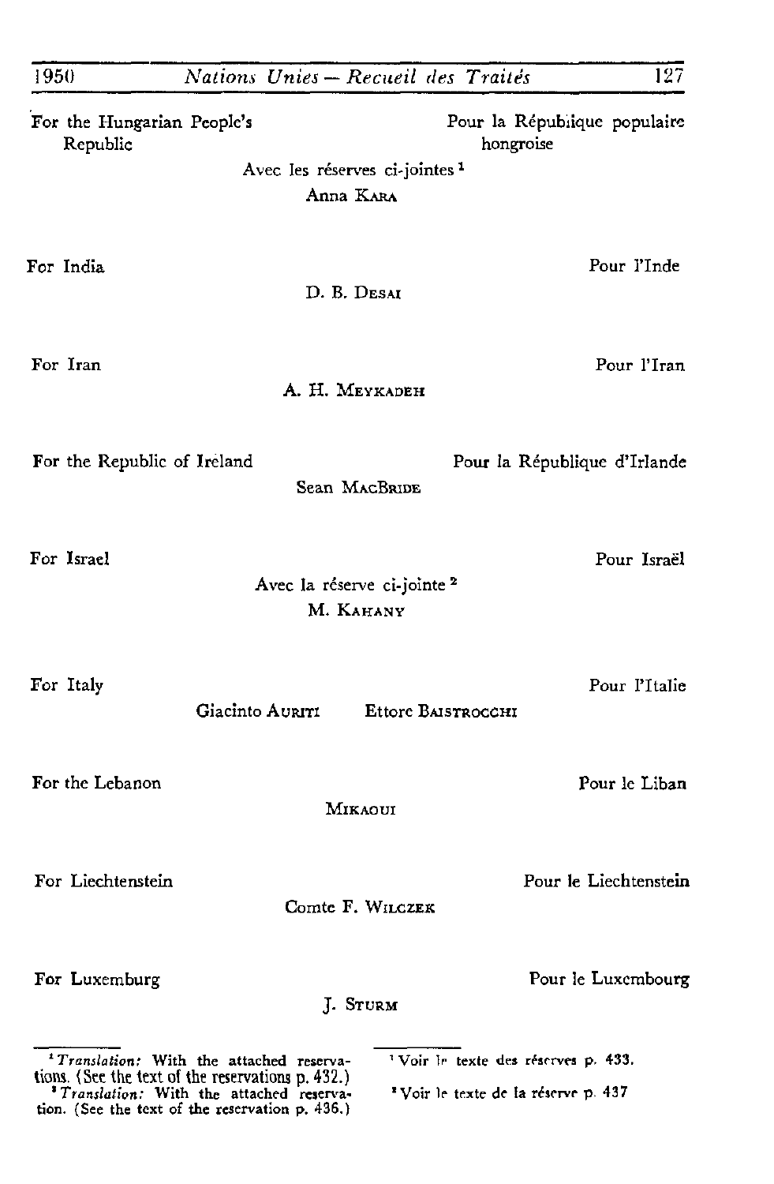For the Hungarian People's Republic — Pour la République populaire hongroise

Avec les réserves ci-jointes [1]

Anna KARA

For India — Pour l'Inde

D. B. DESAI

For Iran — Pour l'Iran

A. H. MEYKADEH

For the Republic of Ireland — Pour la République d'Irlande

Sean MACBRIDE

For Israel — Pour Israël

Avec la réserve ci-jointe [2]

M. KAHANY

For Italy — Pour l'Italie

Giacinto AURITI Ettore BAISTROCCHI

For the Lebanon — Pour le Liban

MIKAOUI

For Liechtenstein — Pour le Liechtenstein

Comte F. WILCZEK

For Luxemburg — Pour le Luxembourg

J. STURM

---

[1] *Translation:* With the attached reservations. (See the text of the reservations p. 432.)

[2] *Translation:* With the attached reservation. (See the text of the reservation p. 436.)

[1] Voir le texte des réserves p. 433.

[2] Voir le texte de la réserve p. 437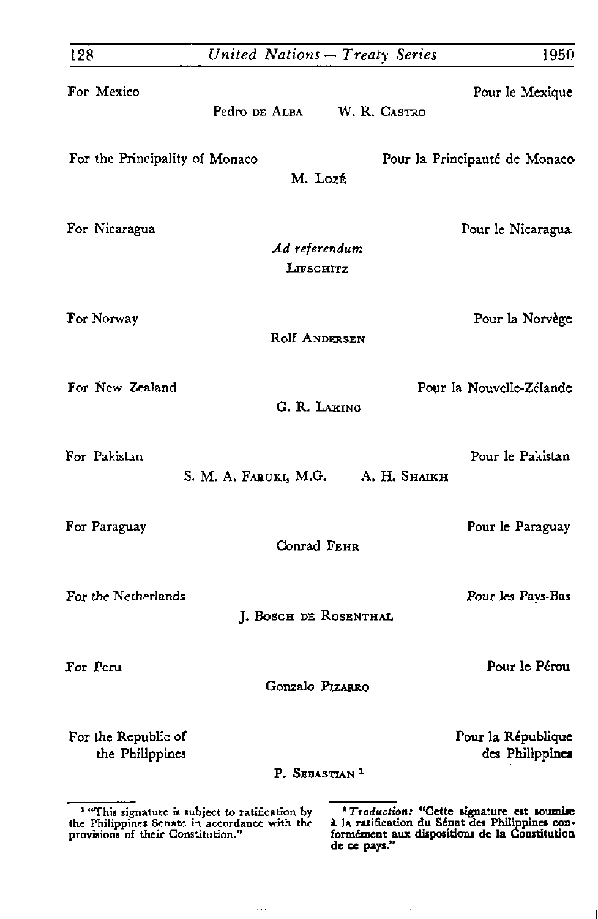For Mexico | Pour le Mexique

Pedro DE ALBA W. R. CASTRO

For the Principality of Monaco | Pour la Principauté de Monaco

M. LOZÉ

For Nicaragua | Pour le Nicaragua

*Ad referendum*
LIFSCHITZ

For Norway | Pour la Norvège

Rolf ANDERSEN

For New Zealand | Pour la Nouvelle-Zélande

G. R. LAKING

For Pakistan | Pour le Pakistan

S. M. A. FARUKI, M.G. A. H. SHAIKH

For Paraguay | Pour le Paraguay

Conrad FEHR

For the Netherlands | Pour les Pays-Bas

J. BOSCH DE ROSENTHAL

For Peru | Pour le Pérou

Gonzalo PIZARRO

For the Republic of the Philippines | Pour la République des Philippines

P. SEBASTIAN [1]

---

[1] "This signature is subject to ratification by the Philippines Senate in accordance with the provisions of their Constitution."

[1] *Traduction:* "Cette signature est soumise à la ratification du Sénat des Philippines conformément aux dispositions de la Constitution de ce pays."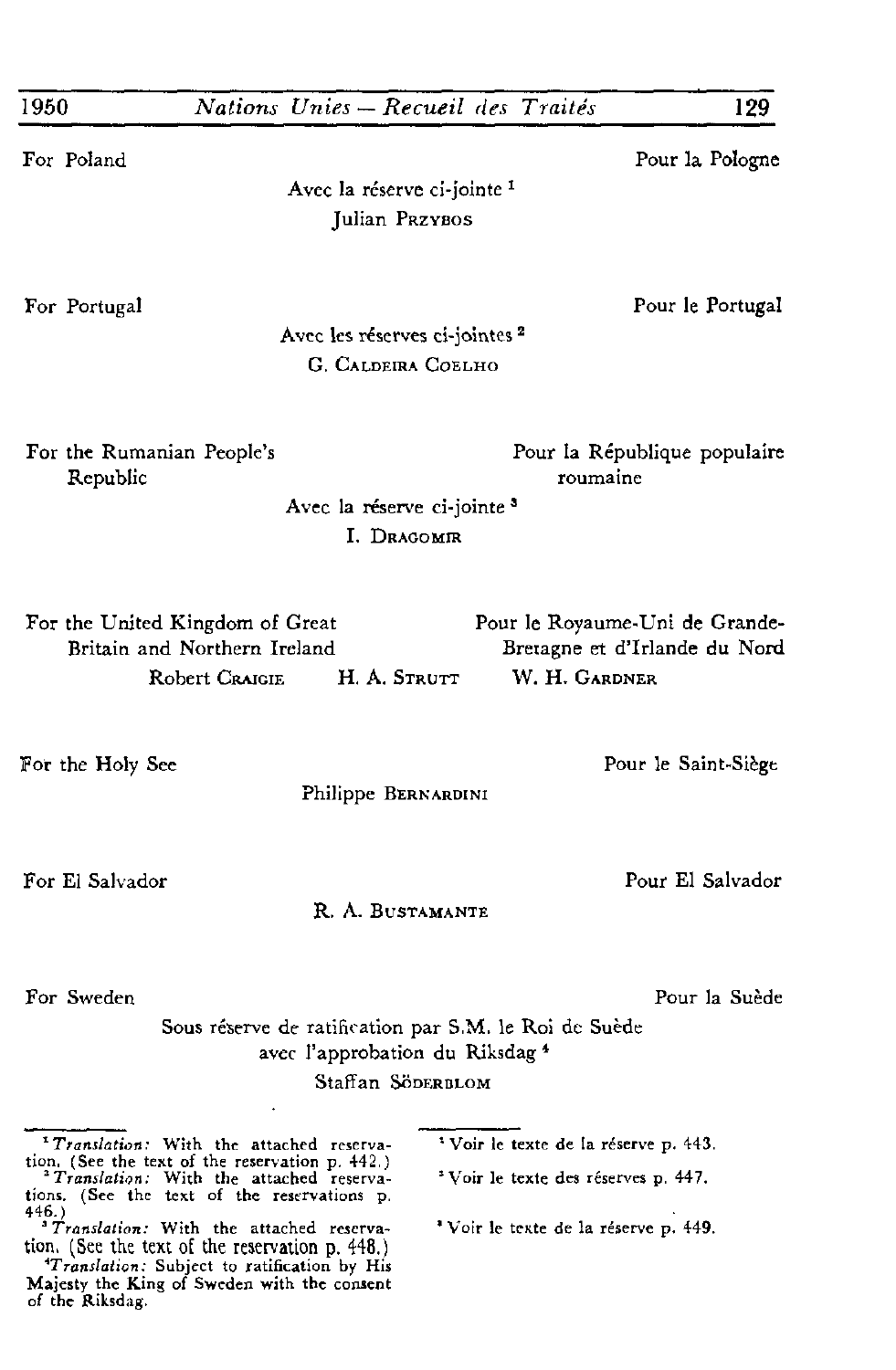For Poland | Pour la Pologne

Avec la réserve ci-jointe [1]

Julian PRZYBOS

For Portugal | Pour le Portugal

Avec les réserves ci-jointes [2]

G. CALDEIRA COELHO

For the Rumanian People's Republic | Pour la République populaire roumaine

Avec la réserve ci-jointe [3]

I. DRAGOMIR

For the United Kingdom of Great Britain and Northern Ireland | Pour le Royaume-Uni de Grande-Bretagne et d'Irlande du Nord

Robert CRAIGIE H. A. STRUTT W. H. GARDNER

For the Holy See | Pour le Saint-Siège

Philippe BERNARDINI

For El Salvador | Pour El Salvador

R. A. BUSTAMANTE

For Sweden | Pour la Suède

Sous réserve de ratification par S.M. le Roi de Suède avec l'approbation du Riksdag [4]

Staffan SÖDERBLOM

---

[1] *Translation:* With the attached reservation. (See the text of the reservation p. 442.)

[2] *Translation:* With the attached reservations. (See the text of the reservations p. 446.)

[3] *Translation:* With the attached reservation. (See the text of the reservation p. 448.)

[4] *Translation:* Subject to ratification by His Majesty the King of Sweden with the consent of the Riksdag.

[1] Voir le texte de la réserve p. 443.

[2] Voir le texte des réserves p. 447.

[3] Voir le texte de la réserve p. 449.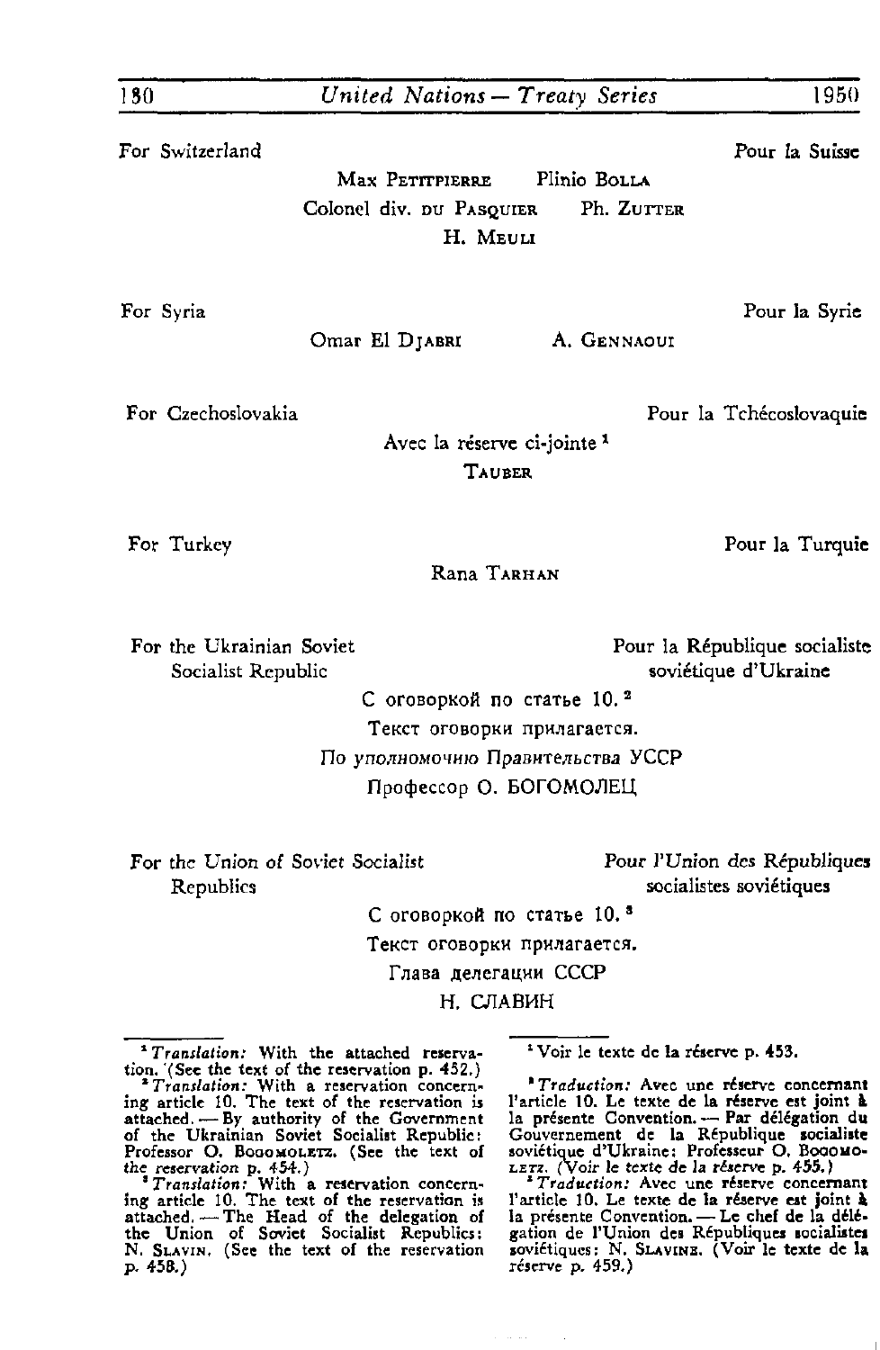For Switzerland — Pour la Suisse

Max PETITPIERRE — Plinio BOLLA
Colonel div. DU PASQUIER — Ph. ZUTTER
H. MEULI

For Syria — Pour la Syrie

Omar El DJABRI — A. GENNAOUI

For Czechoslovakia — Pour la Tchécoslovaquie

Avec la réserve ci-jointe [1]
TAUBER

For Turkey — Pour la Turquie

Rana TARHAN

For the Ukrainian Soviet Socialist Republic — Pour la République socialiste soviétique d'Ukraine

С оговоркой по статье 10. [2]
Текст оговорки прилагается.
*По уполномочию Правительства УССР*
Профессор О. БОГОМОЛЕЦ

For the Union of Soviet Socialist Republics — *Pour l'Union des Républiques socialistes soviétiques*

С оговоркой по статье 10. [3]
Текст оговорки прилагается.
Глава делегации СССР
Н. СЛАВИН

---

[1] *Translation:* With the attached reservation. (See the text of the reservation p. 452.)

[2] *Translation:* With a reservation concerning article 10. The text of the reservation is attached. — By authority of the Government of the Ukrainian Soviet Socialist Republic: Professor O. BOGOMOLETZ. (See the text of the reservation p. 454.)

[3] *Translation:* With a reservation concerning article 10. The text of the reservation is attached. — The Head of the delegation of the Union of Soviet Socialist Republics: N. SLAVIN. (See the text of the reservation p. 458.)

[1] Voir le texte de la réserve p. 453.

[2] *Traduction:* Avec une réserve concernant l'article 10. Le texte de la réserve est joint à la présente Convention. — Par délégation du Gouvernement de la République socialiste soviétique d'Ukraine: Professeur O. BOGOMOLETZ. (*Voir le texte de la réserve p. 455.*)

[3] *Traduction:* Avec une réserve concernant l'article 10. Le texte de la réserve est joint à la présente Convention. — Le chef de la délégation de l'Union des Républiques socialistes soviétiques: N. SLAVINE. (Voir le texte de la réserve p. 459.)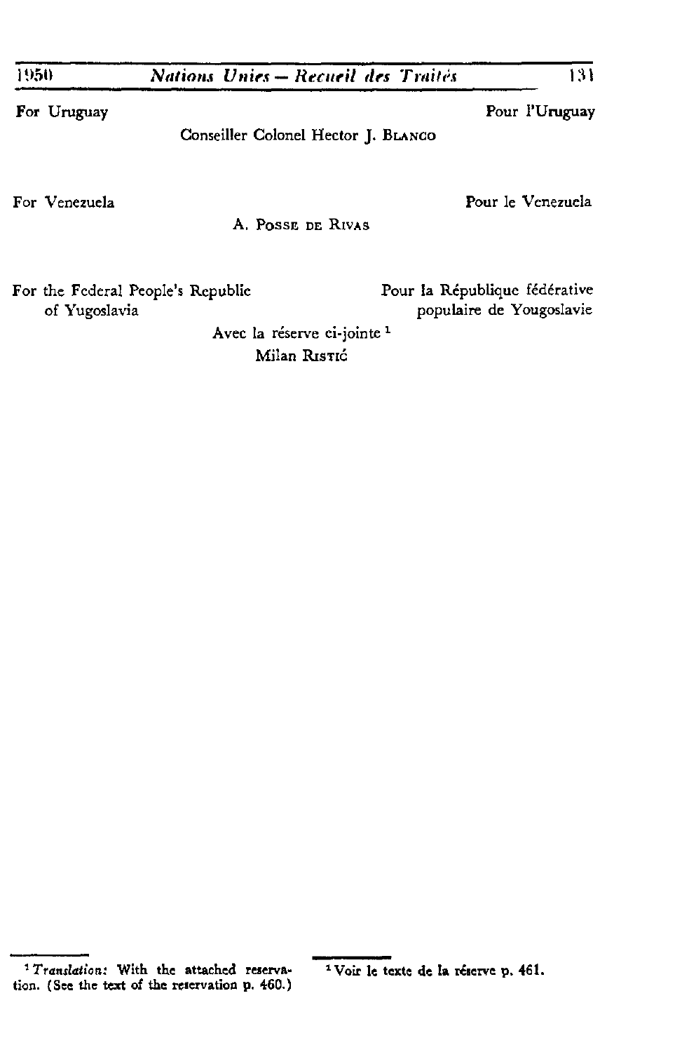For Uruguay | Pour l'Uruguay

Conseiller Colonel Hector J. BLANCO

For Venezuela | Pour le Venezuela

A. POSSE DE RIVAS

For the Federal People's Republic of Yugoslavia | Pour la République fédérative populaire de Yougoslavie

Avec la réserve ci-jointe [1]
Milan RISTIĆ

[1] *Translation:* With the attached reservation. (See the text of the reservation p. 460.)

[1] Voir le texte de la réserve p. 461.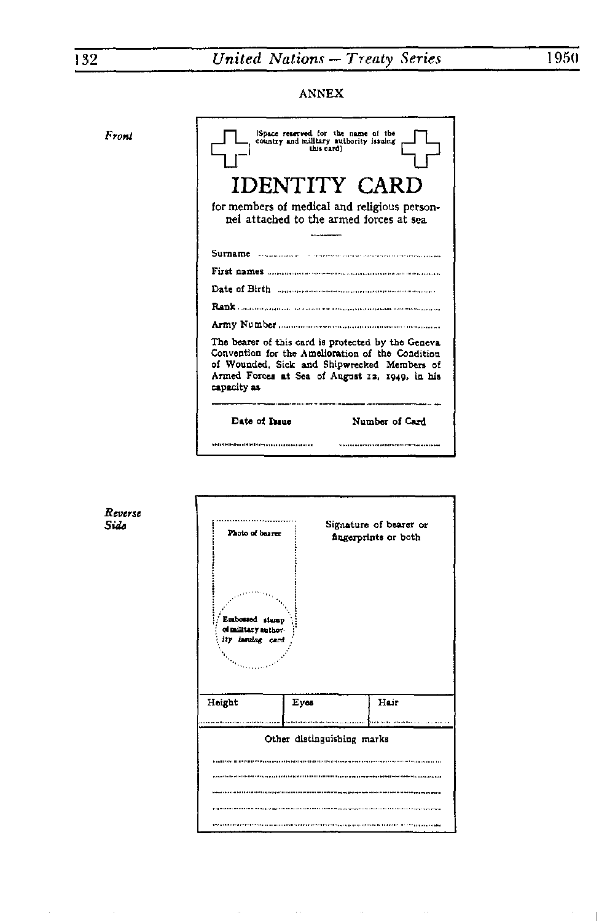## ANNEX

*Front*

(Space reserved for the name of the country and military authority issuing this card)

# IDENTITY CARD

for members of medical and religious personnel attached to the armed forces at sea

Surname ..........................................

First names ..........................................

Date of Birth ..........................................

Rank ..........................................

Army Number ..........................................

The bearer of this card is protected by the Geneva Convention for the Amelioration of the Condition of Wounded, Sick and Shipwrecked Members of Armed Forces at Sea of August 12, 1949, in his capacity as

..........................................

| Date of Issue | Number of Card |
| --- | --- |
| .................... | .................... |

*Reverse Side*

Photo of bearer

Embossed stamp of military authority issuing card

Signature of bearer or fingerprints or both

| Height | Eyes | Hair |
| --- | --- | --- |
| .......... | .......... | .......... |

Other distinguishing marks

..........................................

..........................................

..........................................

..........................................

..........................................